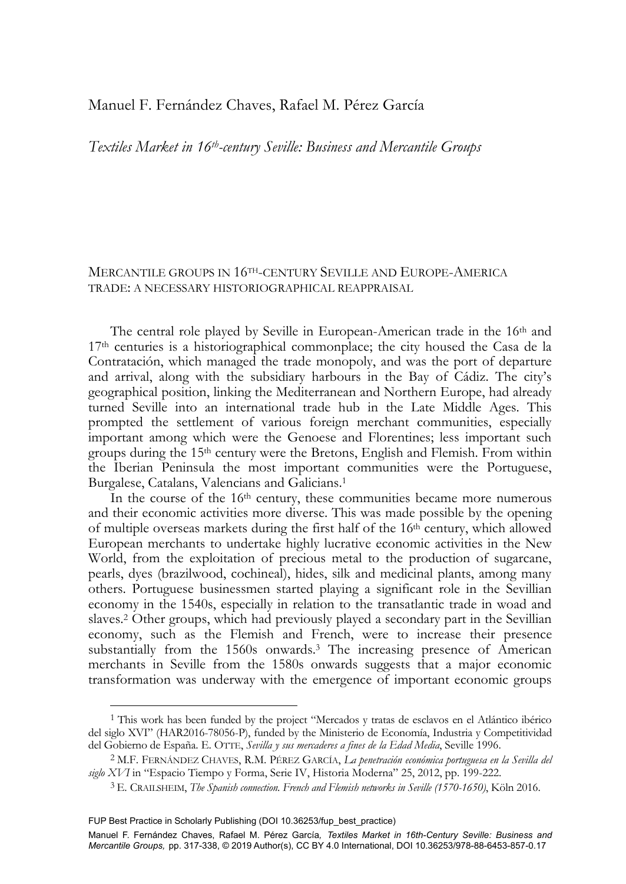Manuel F. Fernández Chaves, Rafael M. Pérez García

*Textiles Market in 16th-century Seville: Business and Mercantile Groups*

## Mercantile groups in 16th-century Seville and Europe-America trade: a necessary historiographical reappraisal

The central role played by Seville in European-American trade in the 16th and 17th centuries is a historiographical commonplace; the city housed the Casa de la Contratación, which managed the trade monopoly, and was the port of departure and arrival, along with the subsidiary harbours in the Bay of Cádiz. The city's geographical position, linking the Mediterranean and Northern Europe, had already turned Seville into an international trade hub in the Late Middle Ages. This prompted the settlement of various foreign merchant communities, especially important among which were the Genoese and Florentines; less important such groups during the 15th century were the Bretons, English and Flemish. From within the Iberian Peninsula the most important communities were the Portuguese, Burgalese, Catalans, Valencians and Galicians.[1]

In the course of the 16th century, these communities became more numerous and their economic activities more diverse. This was made possible by the opening of multiple overseas markets during the first half of the 16th century, which allowed European merchants to undertake highly lucrative economic activities in the New World, from the exploitation of precious metal to the production of sugarcane, pearls, dyes (brazilwood, cochineal), hides, silk and medicinal plants, among many others. Portuguese businessmen started playing a significant role in the Sevillian economy in the 1540s, especially in relation to the transatlantic trade in woad and slaves.[2] Other groups, which had previously played a secondary part in the Sevillian economy, such as the Flemish and French, were to increase their presence substantially from the 1560s onwards.[3] The increasing presence of American merchants in Seville from the 1580s onwards suggests that a major economic transformation was underway with the emergence of important economic groups

[1] This work has been funded by the project "Mercados y tratas de esclavos en el Atlántico ibérico del siglo XVI" (HAR2016-78056-P), funded by the Ministerio de Economía, Industria y Competitividad del Gobierno de España. E. Otte, *Sevilla y sus mercaderes a fines de la Edad Media*, Seville 1996.

[2] M.F. Fernández Chaves, R.M. Pérez García, *La penetración económica portuguesa en la Sevilla del siglo XVI* in "Espacio Tiempo y Forma, Serie IV, Historia Moderna" 25, 2012, pp. 199-222.

[3] E. Crailsheim, *The Spanish connection. French and Flemish networks in Seville (1570-1650)*, Köln 2016.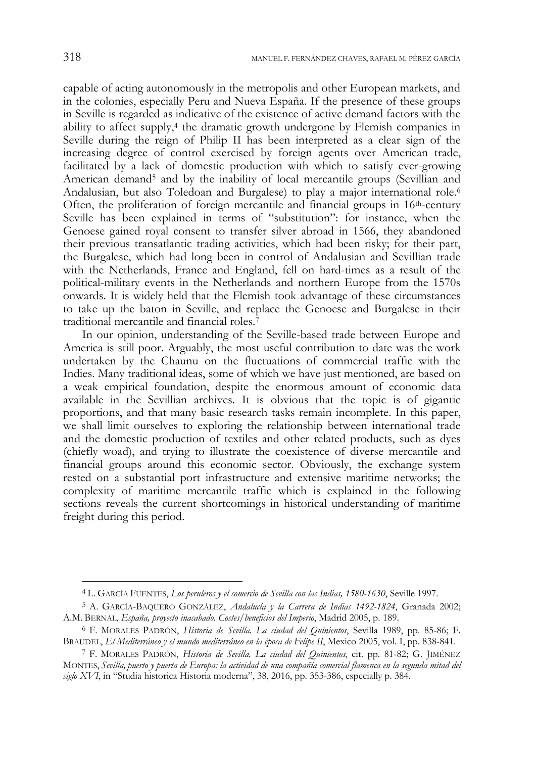capable of acting autonomously in the metropolis and other European markets, and in the colonies, especially Peru and Nueva España. If the presence of these groups in Seville is regarded as indicative of the existence of active demand factors with the ability to affect supply,[4] the dramatic growth undergone by Flemish companies in Seville during the reign of Philip II has been interpreted as a clear sign of the increasing degree of control exercised by foreign agents over American trade, facilitated by a lack of domestic production with which to satisfy ever-growing American demand[5] and by the inability of local mercantile groups (Sevillian and Andalusian, but also Toledoan and Burgalese) to play a major international role.[6] Often, the proliferation of foreign mercantile and financial groups in 16th-century Seville has been explained in terms of "substitution": for instance, when the Genoese gained royal consent to transfer silver abroad in 1566, they abandoned their previous transatlantic trading activities, which had been risky; for their part, the Burgalese, which had long been in control of Andalusian and Sevillian trade with the Netherlands, France and England, fell on hard-times as a result of the political-military events in the Netherlands and northern Europe from the 1570s onwards. It is widely held that the Flemish took advantage of these circumstances to take up the baton in Seville, and replace the Genoese and Burgalese in their traditional mercantile and financial roles.[7]

In our opinion, understanding of the Seville-based trade between Europe and America is still poor. Arguably, the most useful contribution to date was the work undertaken by the Chaunu on the fluctuations of commercial traffic with the Indies. Many traditional ideas, some of which we have just mentioned, are based on a weak empirical foundation, despite the enormous amount of economic data available in the Sevillian archives. It is obvious that the topic is of gigantic proportions, and that many basic research tasks remain incomplete. In this paper, we shall limit ourselves to exploring the relationship between international trade and the domestic production of textiles and other related products, such as dyes (chiefly woad), and trying to illustrate the coexistence of diverse mercantile and financial groups around this economic sector. Obviously, the exchange system rested on a substantial port infrastructure and extensive maritime networks; the complexity of maritime mercantile traffic which is explained in the following sections reveals the current shortcomings in historical understanding of maritime freight during this period.

---

[4] L. GARCÍA FUENTES, *Los peruleros y el comercio de Sevilla con las Indias, 1580-1630*, Seville 1997.

[5] A. GARCÍA-BAQUERO GONZÁLEZ, *Andalucía y la Carrera de Indias 1492-1824*, Granada 2002; A.M. BERNAL, *España, proyecto inacabado. Costes/beneficios del Imperio*, Madrid 2005, p. 189.

[6] F. MORALES PADRÓN, *Historia de Sevilla. La ciudad del Quinientos*, Sevilla 1989, pp. 85-86; F. BRAUDEL, *El Mediterráneo y el mundo mediterráneo en la época de Felipe II*, Mexico 2005, vol. I, pp. 838-841.

[7] F. MORALES PADRÓN, *Historia de Sevilla. La ciudad del Quinientos*, cit. pp. 81-82; G. JIMÉNEZ MONTES, *Sevilla, puerto y puerta de Europa: la actividad de una compañía comercial flamenca en la segunda mitad del siglo XVI*, in "Studia historica Historia moderna", 38, 2016, pp. 353-386, especially p. 384.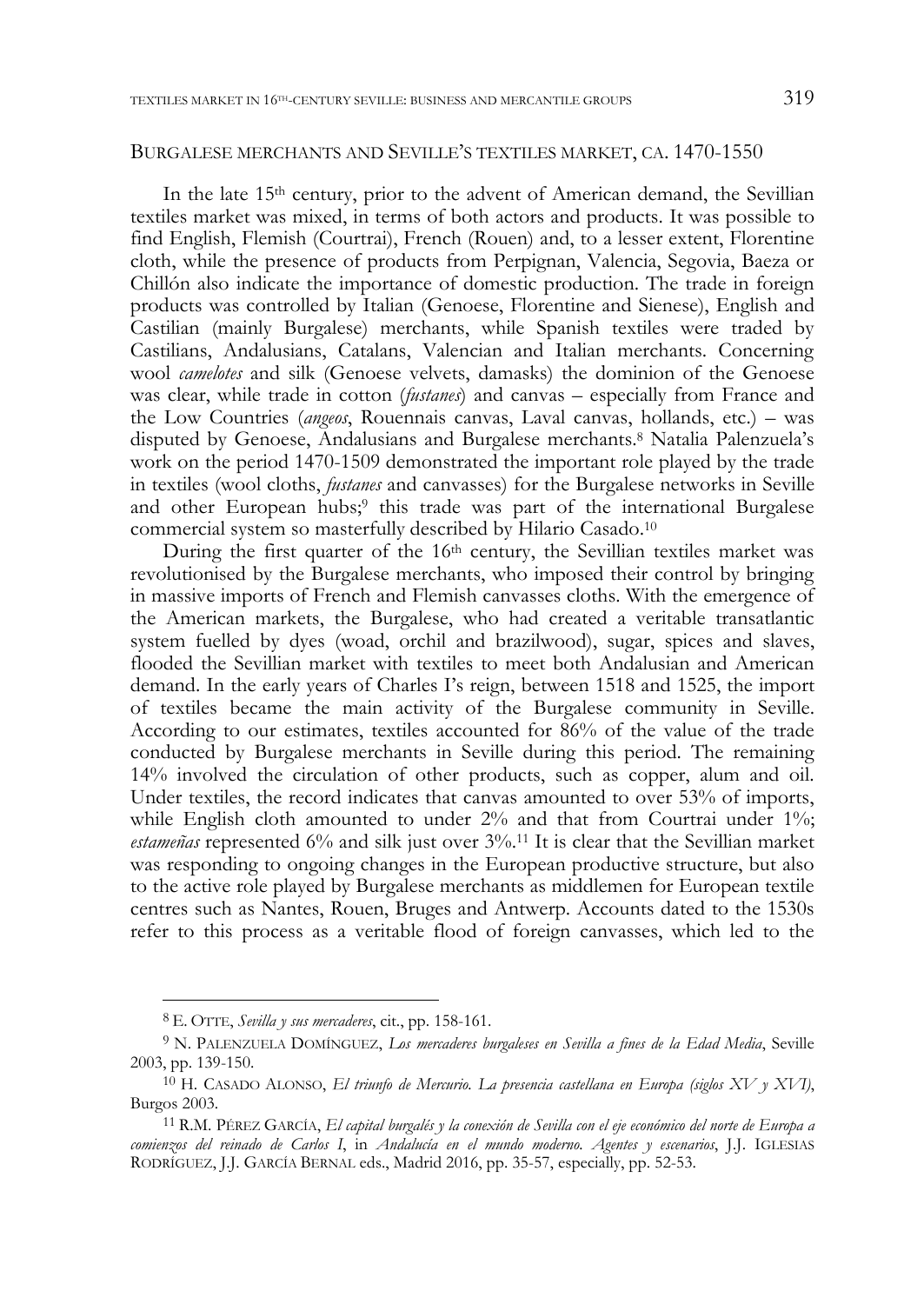## Burgalese merchants and Seville's textiles market, ca. 1470-1550

In the late 15th century, prior to the advent of American demand, the Sevillian textiles market was mixed, in terms of both actors and products. It was possible to find English, Flemish (Courtrai), French (Rouen) and, to a lesser extent, Florentine cloth, while the presence of products from Perpignan, Valencia, Segovia, Baeza or Chillón also indicate the importance of domestic production. The trade in foreign products was controlled by Italian (Genoese, Florentine and Sienese), English and Castilian (mainly Burgalese) merchants, while Spanish textiles were traded by Castilians, Andalusians, Catalans, Valencian and Italian merchants. Concerning wool *camelotes* and silk (Genoese velvets, damasks) the dominion of the Genoese was clear, while trade in cotton (*fustanes*) and canvas – especially from France and the Low Countries (*angeos*, Rouennais canvas, Laval canvas, hollands, etc.) – was disputed by Genoese, Andalusians and Burgalese merchants.[8] Natalia Palenzuela's work on the period 1470-1509 demonstrated the important role played by the trade in textiles (wool cloths, *fustanes* and canvasses) for the Burgalese networks in Seville and other European hubs;[9] this trade was part of the international Burgalese commercial system so masterfully described by Hilario Casado.[10]

During the first quarter of the 16th century, the Sevillian textiles market was revolutionised by the Burgalese merchants, who imposed their control by bringing in massive imports of French and Flemish canvasses cloths. With the emergence of the American markets, the Burgalese, who had created a veritable transatlantic system fuelled by dyes (woad, orchil and brazilwood), sugar, spices and slaves, flooded the Sevillian market with textiles to meet both Andalusian and American demand. In the early years of Charles I's reign, between 1518 and 1525, the import of textiles became the main activity of the Burgalese community in Seville. According to our estimates, textiles accounted for 86% of the value of the trade conducted by Burgalese merchants in Seville during this period. The remaining 14% involved the circulation of other products, such as copper, alum and oil. Under textiles, the record indicates that canvas amounted to over 53% of imports, while English cloth amounted to under 2% and that from Courtrai under 1%; *estameñas* represented 6% and silk just over 3%.[11] It is clear that the Sevillian market was responding to ongoing changes in the European productive structure, but also to the active role played by Burgalese merchants as middlemen for European textile centres such as Nantes, Rouen, Bruges and Antwerp. Accounts dated to the 1530s refer to this process as a veritable flood of foreign canvasses, which led to the

---

[8] E. Otte, *Sevilla y sus mercaderes*, cit., pp. 158-161.

[9] N. Palenzuela Domínguez, *Los mercaderes burgaleses en Sevilla a fines de la Edad Media*, Seville 2003, pp. 139-150.

[10] H. Casado Alonso, *El triunfo de Mercurio. La presencia castellana en Europa (siglos XV y XVI)*, Burgos 2003.

[11] R.M. Pérez García, *El capital burgalés y la conexión de Sevilla con el eje económico del norte de Europa a comienzos del reinado de Carlos I*, in *Andalucía en el mundo moderno. Agentes y escenarios*, J.J. Iglesias Rodríguez, J.J. García Bernal eds., Madrid 2016, pp. 35-57, especially, pp. 52-53.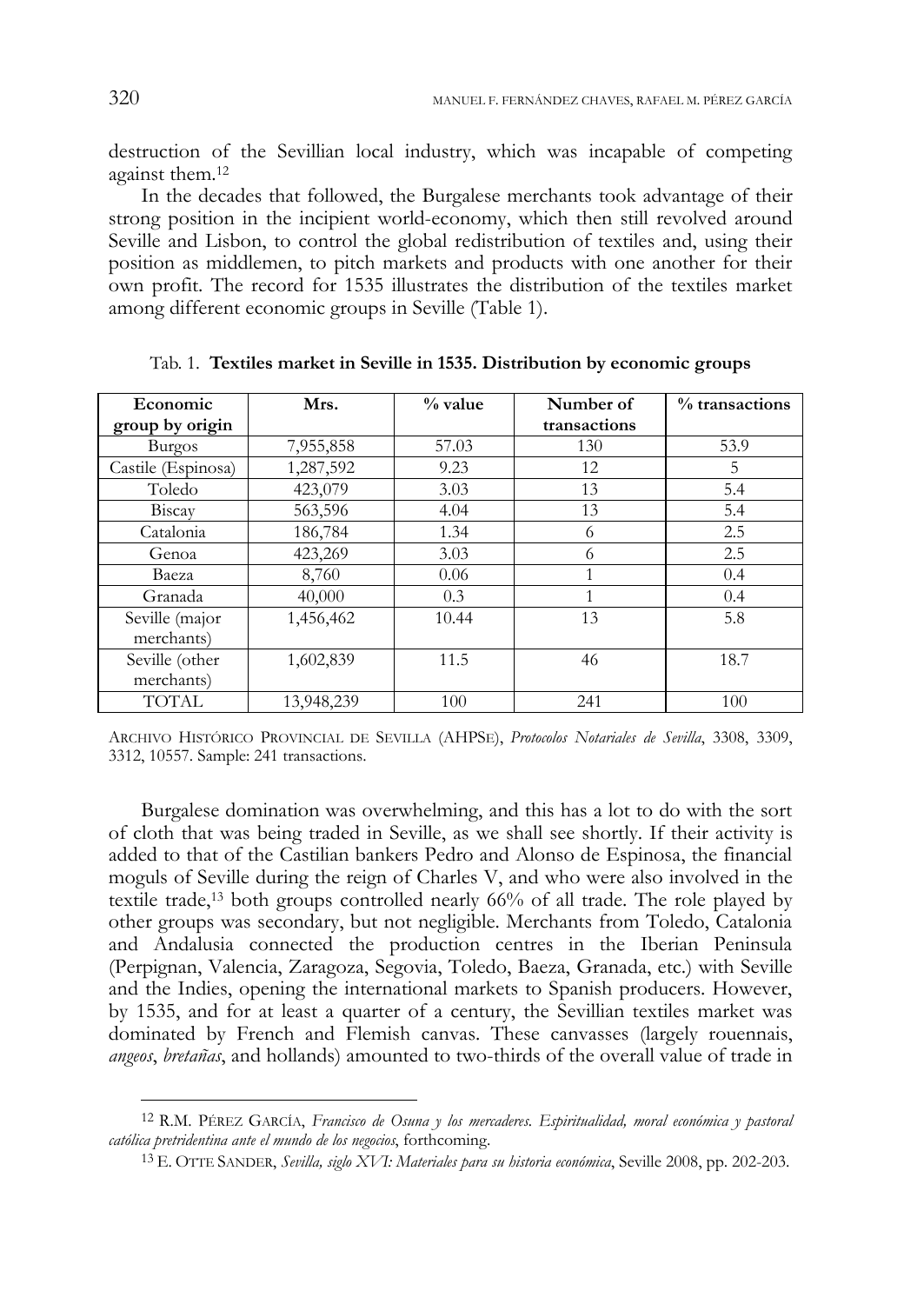destruction of the Sevillian local industry, which was incapable of competing against them.[12]

In the decades that followed, the Burgalese merchants took advantage of their strong position in the incipient world-economy, which then still revolved around Seville and Lisbon, to control the global redistribution of textiles and, using their position as middlemen, to pitch markets and products with one another for their own profit. The record for 1535 illustrates the distribution of the textiles market among different economic groups in Seville (Table 1).

Tab. 1. **Textiles market in Seville in 1535. Distribution by economic groups**

| Economic group by origin | Mrs. | % value | Number of transactions | % transactions |
|---|---|---|---|---|
| Burgos | 7,955,858 | 57.03 | 130 | 53.9 |
| Castile (Espinosa) | 1,287,592 | 9.23 | 12 | 5 |
| Toledo | 423,079 | 3.03 | 13 | 5.4 |
| Biscay | 563,596 | 4.04 | 13 | 5.4 |
| Catalonia | 186,784 | 1.34 | 6 | 2.5 |
| Genoa | 423,269 | 3.03 | 6 | 2.5 |
| Baeza | 8,760 | 0.06 | 1 | 0.4 |
| Granada | 40,000 | 0.3 | 1 | 0.4 |
| Seville (major merchants) | 1,456,462 | 10.44 | 13 | 5.8 |
| Seville (other merchants) | 1,602,839 | 11.5 | 46 | 18.7 |
| TOTAL | 13,948,239 | 100 | 241 | 100 |

ARCHIVO HISTÓRICO PROVINCIAL DE SEVILLA (AHPSE), *Protocolos Notariales de Sevilla*, 3308, 3309, 3312, 10557. Sample: 241 transactions.

Burgalese domination was overwhelming, and this has a lot to do with the sort of cloth that was being traded in Seville, as we shall see shortly. If their activity is added to that of the Castilian bankers Pedro and Alonso de Espinosa, the financial moguls of Seville during the reign of Charles V, and who were also involved in the textile trade,[13] both groups controlled nearly 66% of all trade. The role played by other groups was secondary, but not negligible. Merchants from Toledo, Catalonia and Andalusia connected the production centres in the Iberian Peninsula (Perpignan, Valencia, Zaragoza, Segovia, Toledo, Baeza, Granada, etc.) with Seville and the Indies, opening the international markets to Spanish producers. However, by 1535, and for at least a quarter of a century, the Sevillian textiles market was dominated by French and Flemish canvas. These canvasses (largely rouennais, *angeos*, *bretañas*, and hollands) amounted to two-thirds of the overall value of trade in

[12] R.M. PÉREZ GARCÍA, *Francisco de Osuna y los mercaderes. Espiritualidad, moral económica y pastoral católica pretridentina ante el mundo de los negocios*, forthcoming.

[13] E. OTTE SANDER, *Sevilla, siglo XVI: Materiales para su historia económica*, Seville 2008, pp. 202-203.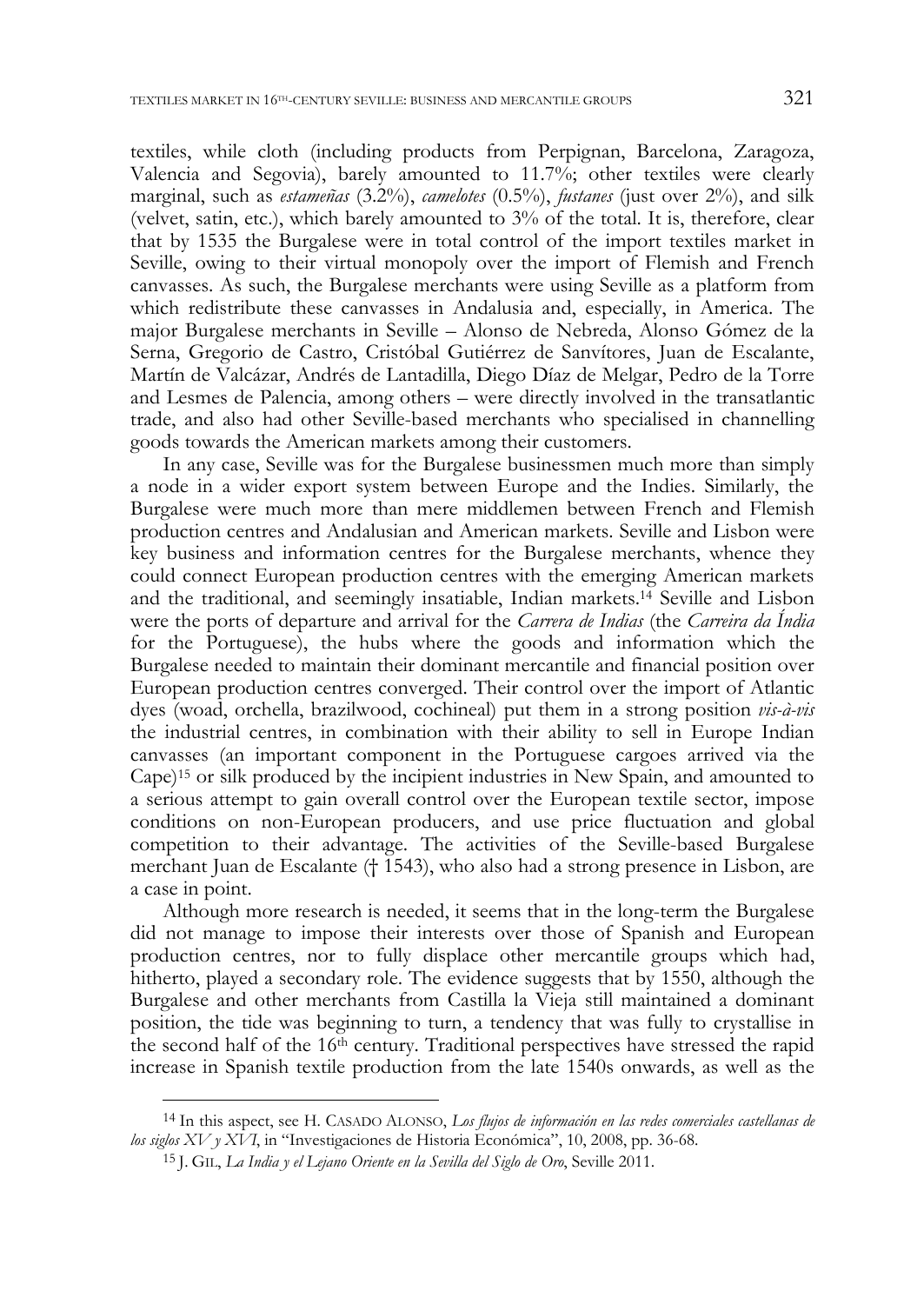textiles, while cloth (including products from Perpignan, Barcelona, Zaragoza, Valencia and Segovia), barely amounted to 11.7%; other textiles were clearly marginal, such as *estameñas* (3.2%), *camelotes* (0.5%), *fustanes* (just over 2%), and silk (velvet, satin, etc.), which barely amounted to 3% of the total. It is, therefore, clear that by 1535 the Burgalese were in total control of the import textiles market in Seville, owing to their virtual monopoly over the import of Flemish and French canvasses. As such, the Burgalese merchants were using Seville as a platform from which redistribute these canvasses in Andalusia and, especially, in America. The major Burgalese merchants in Seville – Alonso de Nebreda, Alonso Gómez de la Serna, Gregorio de Castro, Cristóbal Gutiérrez de Sanvítores, Juan de Escalante, Martín de Valcázar, Andrés de Lantadilla, Diego Díaz de Melgar, Pedro de la Torre and Lesmes de Palencia, among others – were directly involved in the transatlantic trade, and also had other Seville-based merchants who specialised in channelling goods towards the American markets among their customers.

In any case, Seville was for the Burgalese businessmen much more than simply a node in a wider export system between Europe and the Indies. Similarly, the Burgalese were much more than mere middlemen between French and Flemish production centres and Andalusian and American markets. Seville and Lisbon were key business and information centres for the Burgalese merchants, whence they could connect European production centres with the emerging American markets and the traditional, and seemingly insatiable, Indian markets.[14] Seville and Lisbon were the ports of departure and arrival for the *Carrera de Indias* (the *Carreira da Índia* for the Portuguese), the hubs where the goods and information which the Burgalese needed to maintain their dominant mercantile and financial position over European production centres converged. Their control over the import of Atlantic dyes (woad, orchella, brazilwood, cochineal) put them in a strong position *vis-à-vis* the industrial centres, in combination with their ability to sell in Europe Indian canvasses (an important component in the Portuguese cargoes arrived via the Cape)[15] or silk produced by the incipient industries in New Spain, and amounted to a serious attempt to gain overall control over the European textile sector, impose conditions on non-European producers, and use price fluctuation and global competition to their advantage. The activities of the Seville-based Burgalese merchant Juan de Escalante († 1543), who also had a strong presence in Lisbon, are a case in point.

Although more research is needed, it seems that in the long-term the Burgalese did not manage to impose their interests over those of Spanish and European production centres, nor to fully displace other mercantile groups which had, hitherto, played a secondary role. The evidence suggests that by 1550, although the Burgalese and other merchants from Castilla la Vieja still maintained a dominant position, the tide was beginning to turn, a tendency that was fully to crystallise in the second half of the 16th century. Traditional perspectives have stressed the rapid increase in Spanish textile production from the late 1540s onwards, as well as the

---

[14] In this aspect, see H. CASADO ALONSO, *Los flujos de información en las redes comerciales castellanas de los siglos XV y XVI*, in "Investigaciones de Historia Económica", 10, 2008, pp. 36-68.

[15] J. GIL, *La India y el Lejano Oriente en la Sevilla del Siglo de Oro*, Seville 2011.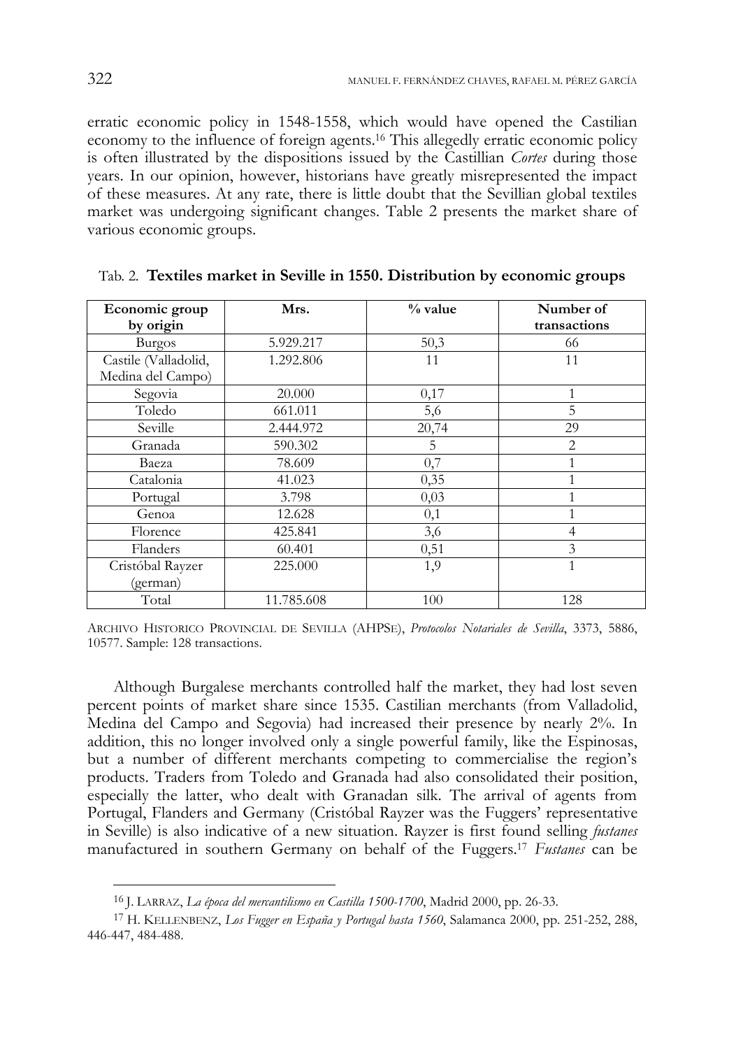erratic economic policy in 1548-1558, which would have opened the Castilian economy to the influence of foreign agents.[16] This allegedly erratic economic policy is often illustrated by the dispositions issued by the Castillian *Cortes* during those years. In our opinion, however, historians have greatly misrepresented the impact of these measures. At any rate, there is little doubt that the Sevillian global textiles market was undergoing significant changes. Table 2 presents the market share of various economic groups.

Tab. 2. **Textiles market in Seville in 1550. Distribution by economic groups**

| Economic group by origin | Mrs. | % value | Number of transactions |
|---|---|---|---|
| Burgos | 5.929.217 | 50,3 | 66 |
| Castile (Valladolid, Medina del Campo) | 1.292.806 | 11 | 11 |
| Segovia | 20.000 | 0,17 | 1 |
| Toledo | 661.011 | 5,6 | 5 |
| Seville | 2.444.972 | 20,74 | 29 |
| Granada | 590.302 | 5 | 2 |
| Baeza | 78.609 | 0,7 | 1 |
| Catalonia | 41.023 | 0,35 | 1 |
| Portugal | 3.798 | 0,03 | 1 |
| Genoa | 12.628 | 0,1 | 1 |
| Florence | 425.841 | 3,6 | 4 |
| Flanders | 60.401 | 0,51 | 3 |
| Cristóbal Rayzer (german) | 225.000 | 1,9 | 1 |
| Total | 11.785.608 | 100 | 128 |

ARCHIVO HISTORICO PROVINCIAL DE SEVILLA (AHPSE), *Protocolos Notariales de Sevilla*, 3373, 5886, 10577. Sample: 128 transactions.

Although Burgalese merchants controlled half the market, they had lost seven percent points of market share since 1535. Castilian merchants (from Valladolid, Medina del Campo and Segovia) had increased their presence by nearly 2%. In addition, this no longer involved only a single powerful family, like the Espinosas, but a number of different merchants competing to commercialise the region's products. Traders from Toledo and Granada had also consolidated their position, especially the latter, who dealt with Granadan silk. The arrival of agents from Portugal, Flanders and Germany (Cristóbal Rayzer was the Fuggers' representative in Seville) is also indicative of a new situation. Rayzer is first found selling *fustanes* manufactured in southern Germany on behalf of the Fuggers.[17] *Fustanes* can be

[16] J. LARRAZ, *La época del mercantilismo en Castilla 1500-1700*, Madrid 2000, pp. 26-33.

[17] H. KELLENBENZ, *Los Fugger en España y Portugal hasta 1560*, Salamanca 2000, pp. 251-252, 288, 446-447, 484-488.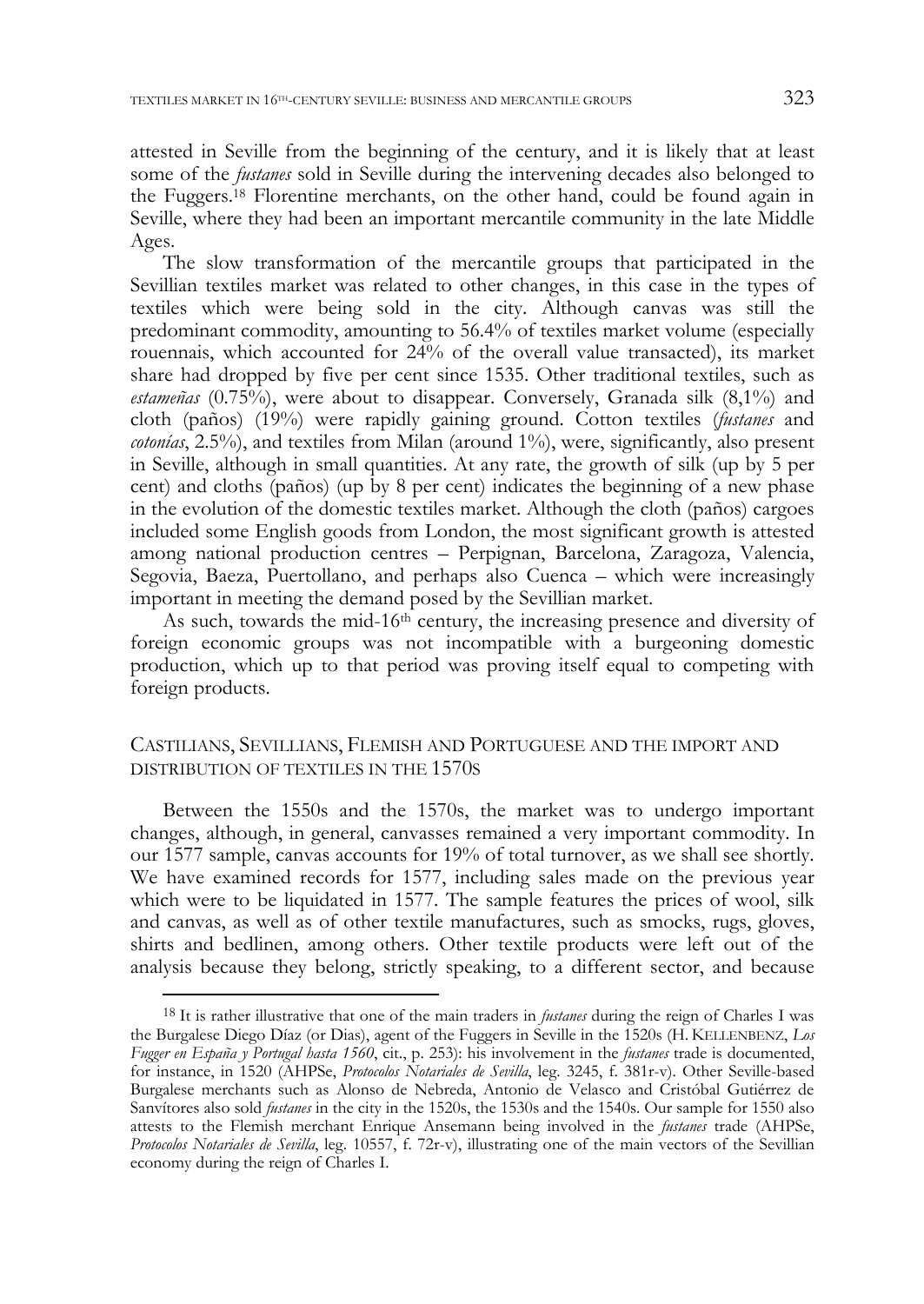attested in Seville from the beginning of the century, and it is likely that at least some of the *fustanes* sold in Seville during the intervening decades also belonged to the Fuggers.[18] Florentine merchants, on the other hand, could be found again in Seville, where they had been an important mercantile community in the late Middle Ages.

The slow transformation of the mercantile groups that participated in the Sevillian textiles market was related to other changes, in this case in the types of textiles which were being sold in the city. Although canvas was still the predominant commodity, amounting to 56.4% of textiles market volume (especially rouennais, which accounted for 24% of the overall value transacted), its market share had dropped by five per cent since 1535. Other traditional textiles, such as *estameñas* (0.75%), were about to disappear. Conversely, Granada silk (8,1%) and cloth (paños) (19%) were rapidly gaining ground. Cotton textiles (*fustanes* and *cotonías*, 2.5%), and textiles from Milan (around 1%), were, significantly, also present in Seville, although in small quantities. At any rate, the growth of silk (up by 5 per cent) and cloths (paños) (up by 8 per cent) indicates the beginning of a new phase in the evolution of the domestic textiles market. Although the cloth (paños) cargoes included some English goods from London, the most significant growth is attested among national production centres – Perpignan, Barcelona, Zaragoza, Valencia, Segovia, Baeza, Puertollano, and perhaps also Cuenca – which were increasingly important in meeting the demand posed by the Sevillian market.

As such, towards the mid-16th century, the increasing presence and diversity of foreign economic groups was not incompatible with a burgeoning domestic production, which up to that period was proving itself equal to competing with foreign products.

## CASTILIANS, SEVILLIANS, FLEMISH AND PORTUGUESE AND THE IMPORT AND DISTRIBUTION OF TEXTILES IN THE 1570S

Between the 1550s and the 1570s, the market was to undergo important changes, although, in general, canvasses remained a very important commodity. In our 1577 sample, canvas accounts for 19% of total turnover, as we shall see shortly. We have examined records for 1577, including sales made on the previous year which were to be liquidated in 1577. The sample features the prices of wool, silk and canvas, as well as of other textile manufactures, such as smocks, rugs, gloves, shirts and bedlinen, among others. Other textile products were left out of the analysis because they belong, strictly speaking, to a different sector, and because

---

[18] It is rather illustrative that one of the main traders in *fustanes* during the reign of Charles I was the Burgalese Diego Díaz (or Dias), agent of the Fuggers in Seville in the 1520s (H. KELLENBENZ, *Los Fugger en España y Portugal hasta 1560*, cit., p. 253): his involvement in the *fustanes* trade is documented, for instance, in 1520 (AHPSe, *Protocolos Notariales de Sevilla*, leg. 3245, f. 381r-v). Other Seville-based Burgalese merchants such as Alonso de Nebreda, Antonio de Velasco and Cristóbal Gutiérrez de Sanvítores also sold *fustanes* in the city in the 1520s, the 1530s and the 1540s. Our sample for 1550 also attests to the Flemish merchant Enrique Ansemann being involved in the *fustanes* trade (AHPSe, *Protocolos Notariales de Sevilla*, leg. 10557, f. 72r-v), illustrating one of the main vectors of the Sevillian economy during the reign of Charles I.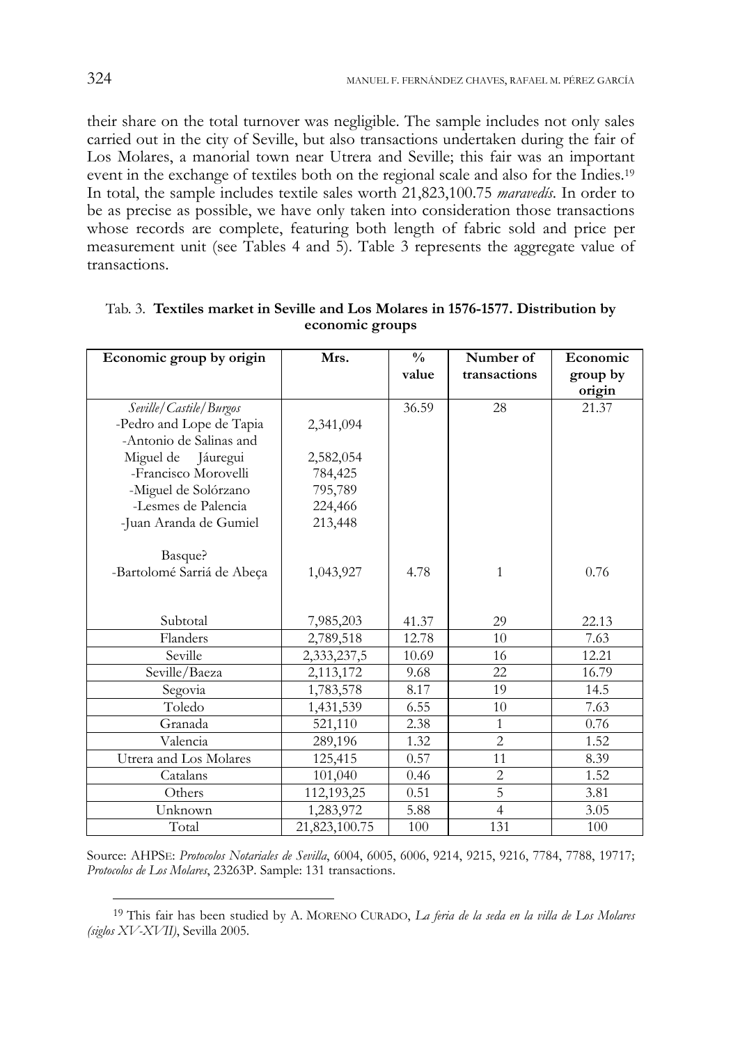their share on the total turnover was negligible. The sample includes not only sales carried out in the city of Seville, but also transactions undertaken during the fair of Los Molares, a manorial town near Utrera and Seville; this fair was an important event in the exchange of textiles both on the regional scale and also for the Indies.[19] In total, the sample includes textile sales worth 21,823,100.75 *maravedís*. In order to be as precise as possible, we have only taken into consideration those transactions whose records are complete, featuring both length of fabric sold and price per measurement unit (see Tables 4 and 5). Table 3 represents the aggregate value of transactions.

Tab. 3. **Textiles market in Seville and Los Molares in 1576-1577. Distribution by economic groups**

| Economic group by origin | Mrs. | % value | Number of transactions | Economic group by origin |
|---|---|---|---|---|
| *Seville/Castile/Burgos* | | 36.59 | 28 | 21.37 |
| -Pedro and Lope de Tapia | 2,341,094 | | | |
| -Antonio de Salinas and Miguel de Jáuregui | 2,582,054 | | | |
| -Francisco Morovelli | 784,425 | | | |
| -Miguel de Solórzano | 795,789 | | | |
| -Lesmes de Palencia | 224,466 | | | |
| -Juan Aranda de Gumiel | 213,448 | | | |
| Basque? | | | | |
| -Bartolomé Sarriá de Abeça | 1,043,927 | 4.78 | 1 | 0.76 |
| Subtotal | 7,985,203 | 41.37 | 29 | 22.13 |
| Flanders | 2,789,518 | 12.78 | 10 | 7.63 |
| Seville | 2,333,237,5 | 10.69 | 16 | 12.21 |
| Seville/Baeza | 2,113,172 | 9.68 | 22 | 16.79 |
| Segovia | 1,783,578 | 8.17 | 19 | 14.5 |
| Toledo | 1,431,539 | 6.55 | 10 | 7.63 |
| Granada | 521,110 | 2.38 | 1 | 0.76 |
| Valencia | 289,196 | 1.32 | 2 | 1.52 |
| Utrera and Los Molares | 125,415 | 0.57 | 11 | 8.39 |
| Catalans | 101,040 | 0.46 | 2 | 1.52 |
| Others | 112,193,25 | 0.51 | 5 | 3.81 |
| Unknown | 1,283,972 | 5.88 | 4 | 3.05 |
| Total | 21,823,100.75 | 100 | 131 | 100 |

Source: AHPSE: *Protocolos Notariales de Sevilla*, 6004, 6005, 6006, 9214, 9215, 9216, 7784, 7788, 19717; *Protocolos de Los Molares*, 23263P. Sample: 131 transactions.

[19] This fair has been studied by A. MORENO CURADO, *La feria de la seda en la villa de Los Molares (siglos XV-XVII)*, Sevilla 2005.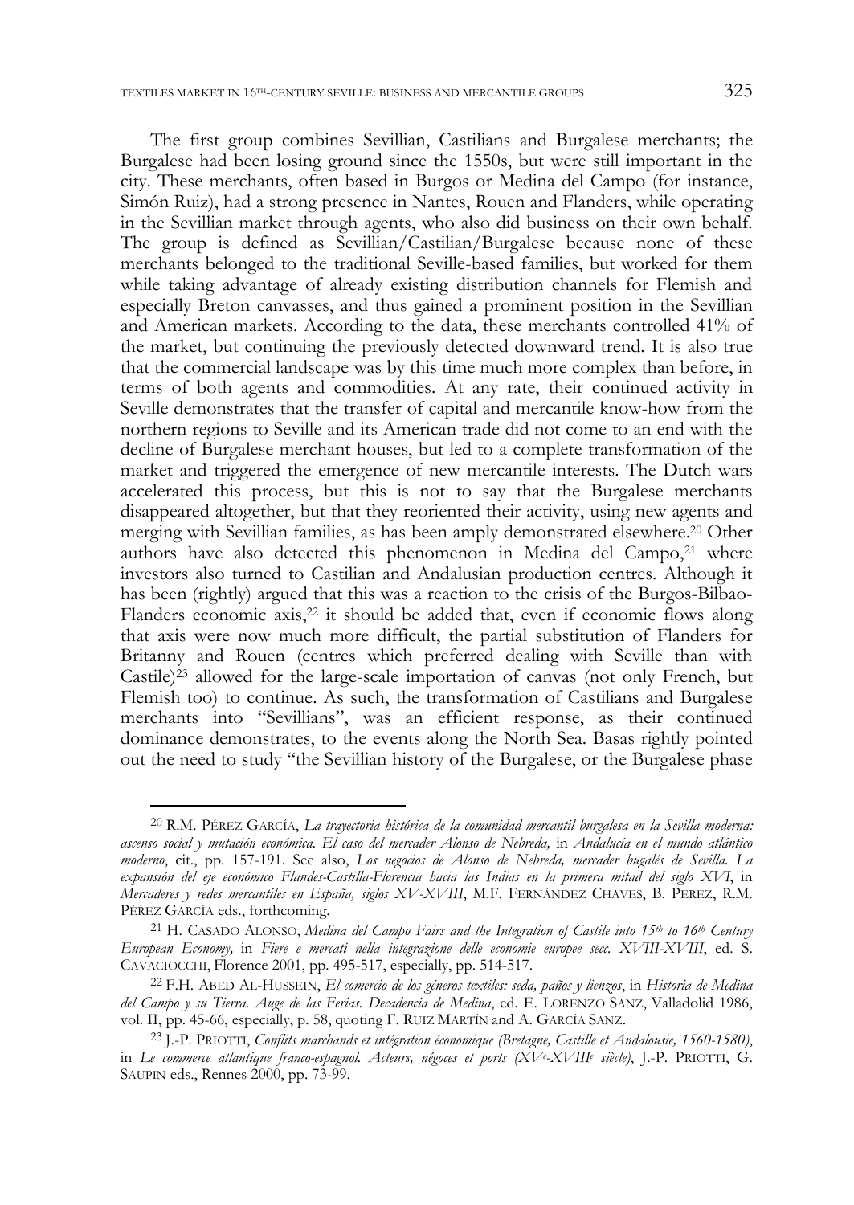The first group combines Sevillian, Castilians and Burgalese merchants; the Burgalese had been losing ground since the 1550s, but were still important in the city. These merchants, often based in Burgos or Medina del Campo (for instance, Simón Ruiz), had a strong presence in Nantes, Rouen and Flanders, while operating in the Sevillian market through agents, who also did business on their own behalf. The group is defined as Sevillian/Castilian/Burgalese because none of these merchants belonged to the traditional Seville-based families, but worked for them while taking advantage of already existing distribution channels for Flemish and especially Breton canvasses, and thus gained a prominent position in the Sevillian and American markets. According to the data, these merchants controlled 41% of the market, but continuing the previously detected downward trend. It is also true that the commercial landscape was by this time much more complex than before, in terms of both agents and commodities. At any rate, their continued activity in Seville demonstrates that the transfer of capital and mercantile know-how from the northern regions to Seville and its American trade did not come to an end with the decline of Burgalese merchant houses, but led to a complete transformation of the market and triggered the emergence of new mercantile interests. The Dutch wars accelerated this process, but this is not to say that the Burgalese merchants disappeared altogether, but that they reoriented their activity, using new agents and merging with Sevillian families, as has been amply demonstrated elsewhere.[20] Other authors have also detected this phenomenon in Medina del Campo,[21] where investors also turned to Castilian and Andalusian production centres. Although it has been (rightly) argued that this was a reaction to the crisis of the Burgos-Bilbao-Flanders economic axis,[22] it should be added that, even if economic flows along that axis were now much more difficult, the partial substitution of Flanders for Britanny and Rouen (centres which preferred dealing with Seville than with Castile)[23] allowed for the large-scale importation of canvas (not only French, but Flemish too) to continue. As such, the transformation of Castilians and Burgalese merchants into "Sevillians", was an efficient response, as their continued dominance demonstrates, to the events along the North Sea. Basas rightly pointed out the need to study "the Sevillian history of the Burgalese, or the Burgalese phase

---

[20] R.M. PÉREZ GARCÍA, *La trayectoria histórica de la comunidad mercantil burgalesa en la Sevilla moderna: ascenso social y mutación económica. El caso del mercader Alonso de Nebreda,* in *Andalucía en el mundo atlántico moderno*, cit., pp. 157-191. See also, *Los negocios de Alonso de Nebreda, mercader bugalés de Sevilla. La expansión del eje económico Flandes-Castilla-Florencia hacia las Indias en la primera mitad del siglo XVI*, in *Mercaderes y redes mercantiles en España, siglos XV-XVIII*, M.F. FERNÁNDEZ CHAVES, B. PEREZ, R.M. PÉREZ GARCÍA eds., forthcoming.

[21] H. CASADO ALONSO, *Medina del Campo Fairs and the Integration of Castile into 15th to 16th Century European Economy,* in *Fiere e mercati nella integrazione delle economie europee secc. XVIII-XVIII*, ed. S. CAVACIOCCHI, Florence 2001, pp. 495-517, especially, pp. 514-517.

[22] F.H. ABED AL-HUSSEIN, *El comercio de los géneros textiles: seda, paños y lienzos*, in *Historia de Medina del Campo y su Tierra. Auge de las Ferias. Decadencia de Medina*, ed. E. LORENZO SANZ, Valladolid 1986, vol. II, pp. 45-66, especially, p. 58, quoting F. RUIZ MARTÍN and A. GARCÍA SANZ.

[23] J.-P. PRIOTTI, *Conflits marchands et intégration économique (Bretagne, Castille et Andalousie, 1560-1580)*, in *Le commerce atlantique franco-espagnol. Acteurs, négoces et ports (XVe-XVIIIe siècle)*, J.-P. PRIOTTI, G. SAUPIN eds., Rennes 2000, pp. 73-99.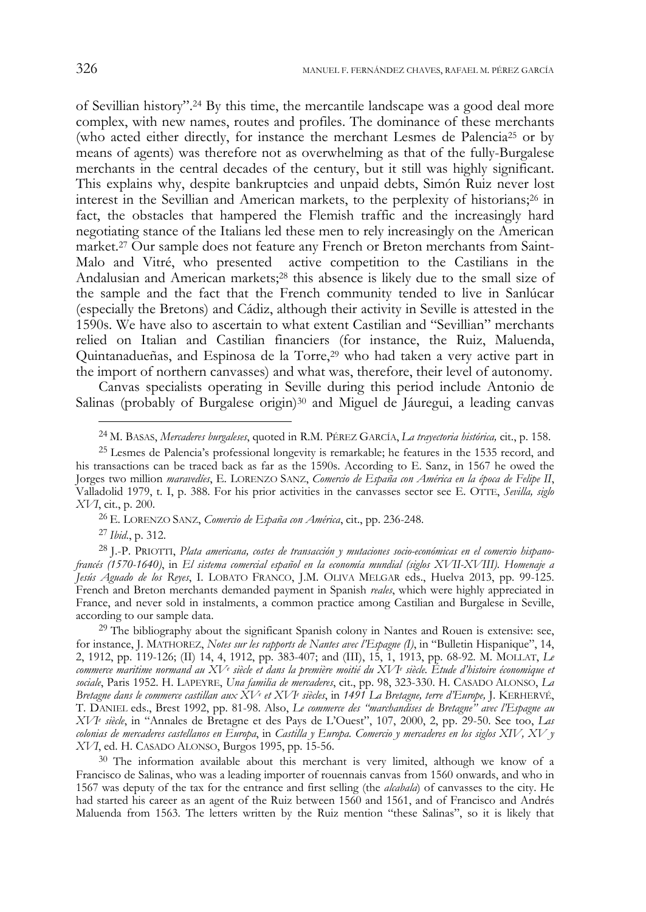of Sevillian history".[24] By this time, the mercantile landscape was a good deal more complex, with new names, routes and profiles. The dominance of these merchants (who acted either directly, for instance the merchant Lesmes de Palencia[25] or by means of agents) was therefore not as overwhelming as that of the fully-Burgalese merchants in the central decades of the century, but it still was highly significant. This explains why, despite bankruptcies and unpaid debts, Simón Ruiz never lost interest in the Sevillian and American markets, to the perplexity of historians;[26] in fact, the obstacles that hampered the Flemish traffic and the increasingly hard negotiating stance of the Italians led these men to rely increasingly on the American market.[27] Our sample does not feature any French or Breton merchants from Saint-Malo and Vitré, who presented active competition to the Castilians in the Andalusian and American markets;[28] this absence is likely due to the small size of the sample and the fact that the French community tended to live in Sanlúcar (especially the Bretons) and Cádiz, although their activity in Seville is attested in the 1590s. We have also to ascertain to what extent Castilian and "Sevillian" merchants relied on Italian and Castilian financiers (for instance, the Ruiz, Maluenda, Quintanadueñas, and Espinosa de la Torre,[29] who had taken a very active part in the import of northern canvasses) and what was, therefore, their level of autonomy.

Canvas specialists operating in Seville during this period include Antonio de Salinas (probably of Burgalese origin)[30] and Miguel de Jáuregui, a leading canvas

---

[24] M. BASAS, *Mercaderes burgaleses*, quoted in R.M. PÉREZ GARCÍA, *La trayectoria histórica,* cit., p. 158.

[25] Lesmes de Palencia's professional longevity is remarkable; he features in the 1535 record, and his transactions can be traced back as far as the 1590s. According to E. Sanz, in 1567 he owed the Jorges two million *maravedíes*, E. LORENZO SANZ, *Comercio de España con América en la época de Felipe II*, Valladolid 1979, t. I, p. 388. For his prior activities in the canvasses sector see E. OTTE, *Sevilla, siglo XVI*, cit., p. 200.

[26] E. LORENZO SANZ, *Comercio de España con América*, cit., pp. 236-248.

[27] *Ibid*., p. 312.

[28] J.-P. PRIOTTI, *Plata americana, costes de transacción y mutaciones socio-económicas en el comercio hispano-francés (1570-1640)*, in *El sistema comercial español en la economía mundial (siglos XVII-XVIII). Homenaje a Jesús Aguado de los Reyes*, I. LOBATO FRANCO, J.M. OLIVA MELGAR eds., Huelva 2013, pp. 99-125. French and Breton merchants demanded payment in Spanish *reales*, which were highly appreciated in France, and never sold in instalments, a common practice among Castilian and Burgalese in Seville, according to our sample data.

[29] The bibliography about the significant Spanish colony in Nantes and Rouen is extensive: see, for instance, J. MATHOREZ, *Notes sur les rapports de Nantes avec l'Espagne (I)*, in "Bulletin Hispanique", 14, 2, 1912, pp. 119-126; (II) 14, 4, 1912, pp. 383-407; and (III), 15, 1, 1913, pp. 68-92. M. MOLLAT, *Le commerce maritime normand au XV^e^ siècle et dans la première moitié du XVI^e^ siècle. Étude d'histoire économique et sociale*, Paris 1952. H. LAPEYRE, *Una familia de mercaderes*, cit., pp. 98, 323-330. H. CASADO ALONSO, *La Bretagne dans le commerce castillan aux XV^e^ et XVI^e^ siècles*, in *1491 La Bretagne, terre d'Europe,* J. KERHERVÉ, T. DANIEL eds., Brest 1992, pp. 81-98. Also, *Le commerce des "marchandises de Bretagne" avec l'Espagne au XVI^e^ siècle*, in "Annales de Bretagne et des Pays de L'Ouest", 107, 2000, 2, pp. 29-50. See too, *Las colonias de mercaderes castellanos en Europa*, in *Castilla y Europa. Comercio y mercaderes en los siglos XIV, XV y XVI*, ed. H. CASADO ALONSO, Burgos 1995, pp. 15-56.

[30] The information available about this merchant is very limited, although we know of a Francisco de Salinas, who was a leading importer of rouennais canvas from 1560 onwards, and who in 1567 was deputy of the tax for the entrance and first selling (the *alcabala*) of canvasses to the city. He had started his career as an agent of the Ruiz between 1560 and 1561, and of Francisco and Andrés Maluenda from 1563. The letters written by the Ruiz mention "these Salinas", so it is likely that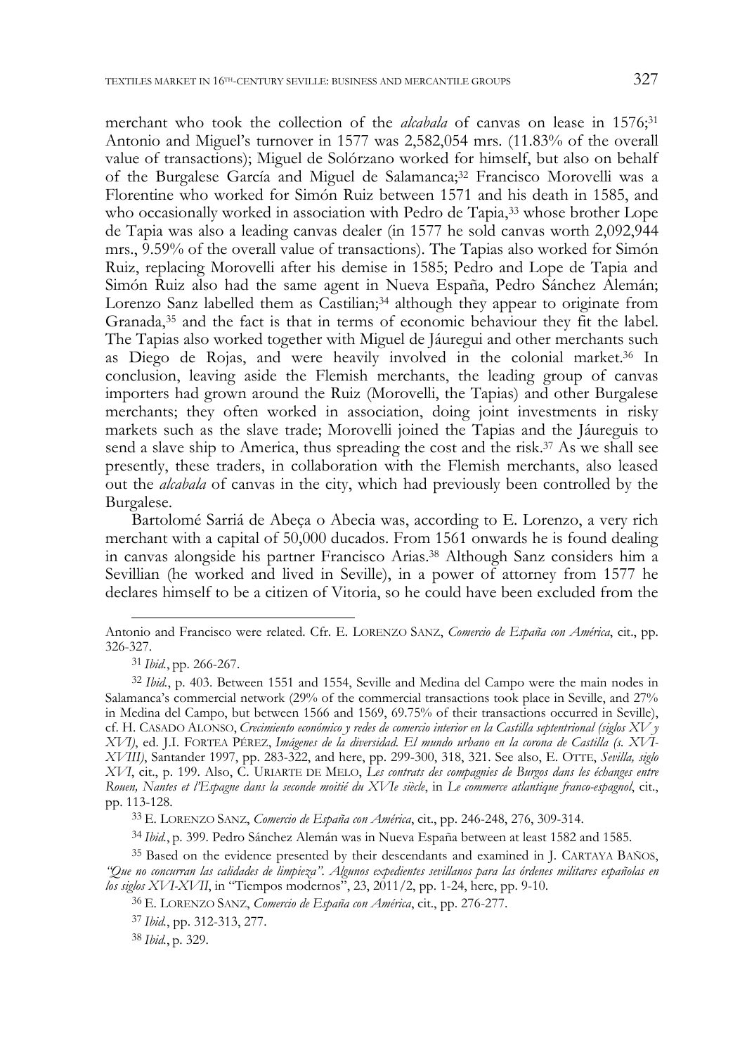merchant who took the collection of the *alcabala* of canvas on lease in 1576;[31] Antonio and Miguel's turnover in 1577 was 2,582,054 mrs. (11.83% of the overall value of transactions); Miguel de Solórzano worked for himself, but also on behalf of the Burgalese García and Miguel de Salamanca;[32] Francisco Morovelli was a Florentine who worked for Simón Ruiz between 1571 and his death in 1585, and who occasionally worked in association with Pedro de Tapia,[33] whose brother Lope de Tapia was also a leading canvas dealer (in 1577 he sold canvas worth 2,092,944 mrs., 9.59% of the overall value of transactions). The Tapias also worked for Simón Ruiz, replacing Morovelli after his demise in 1585; Pedro and Lope de Tapia and Simón Ruiz also had the same agent in Nueva España, Pedro Sánchez Alemán; Lorenzo Sanz labelled them as Castilian;[34] although they appear to originate from Granada,[35] and the fact is that in terms of economic behaviour they fit the label. The Tapias also worked together with Miguel de Jáuregui and other merchants such as Diego de Rojas, and were heavily involved in the colonial market.[36] In conclusion, leaving aside the Flemish merchants, the leading group of canvas importers had grown around the Ruiz (Morovelli, the Tapias) and other Burgalese merchants; they often worked in association, doing joint investments in risky markets such as the slave trade; Morovelli joined the Tapias and the Jáureguis to send a slave ship to America, thus spreading the cost and the risk.[37] As we shall see presently, these traders, in collaboration with the Flemish merchants, also leased out the *alcabala* of canvas in the city, which had previously been controlled by the Burgalese.

Bartolomé Sarriá de Abeça o Abecia was, according to E. Lorenzo, a very rich merchant with a capital of 50,000 ducados. From 1561 onwards he is found dealing in canvas alongside his partner Francisco Arias.[38] Although Sanz considers him a Sevillian (he worked and lived in Seville), in a power of attorney from 1577 he declares himself to be a citizen of Vitoria, so he could have been excluded from the

---

Antonio and Francisco were related. Cfr. E. LORENZO SANZ, *Comercio de España con América*, cit., pp. 326-327.

[31] *Ibid.*, pp. 266-267.

[32] *Ibid.*, p. 403. Between 1551 and 1554, Seville and Medina del Campo were the main nodes in Salamanca's commercial network (29% of the commercial transactions took place in Seville, and 27% in Medina del Campo, but between 1566 and 1569, 69.75% of their transactions occurred in Seville), cf. H. CASADO ALONSO, *Crecimiento económico y redes de comercio interior en la Castilla septentrional (siglos XV y XVI)*, ed. J.I. FORTEA PÉREZ, *Imágenes de la diversidad. El mundo urbano en la corona de Castilla (s. XVI-XVIII)*, Santander 1997, pp. 283-322, and here, pp. 299-300, 318, 321. See also, E. OTTE, *Sevilla, siglo XVI*, cit., p. 199. Also, C. URIARTE DE MELO, *Les contrats des compagnies de Burgos dans les échanges entre Rouen, Nantes et l'Espagne dans la seconde moitié du XVIe siècle*, in *Le commerce atlantique franco-espagnol*, cit., pp. 113-128.

[33] E. LORENZO SANZ, *Comercio de España con América*, cit., pp. 246-248, 276, 309-314.

[34] *Ibid.*, p. 399. Pedro Sánchez Alemán was in Nueva España between at least 1582 and 1585.

[35] Based on the evidence presented by their descendants and examined in J. CARTAYA BAÑOS, *"Que no concurran las calidades de limpieza". Algunos expedientes sevillanos para las órdenes militares españolas en los siglos XVI-XVII*, in "Tiempos modernos", 23, 2011/2, pp. 1-24, here, pp. 9-10.

[36] E. LORENZO SANZ, *Comercio de España con América*, cit., pp. 276-277.

[37] *Ibid.*, pp. 312-313, 277.

[38] *Ibid.*, p. 329.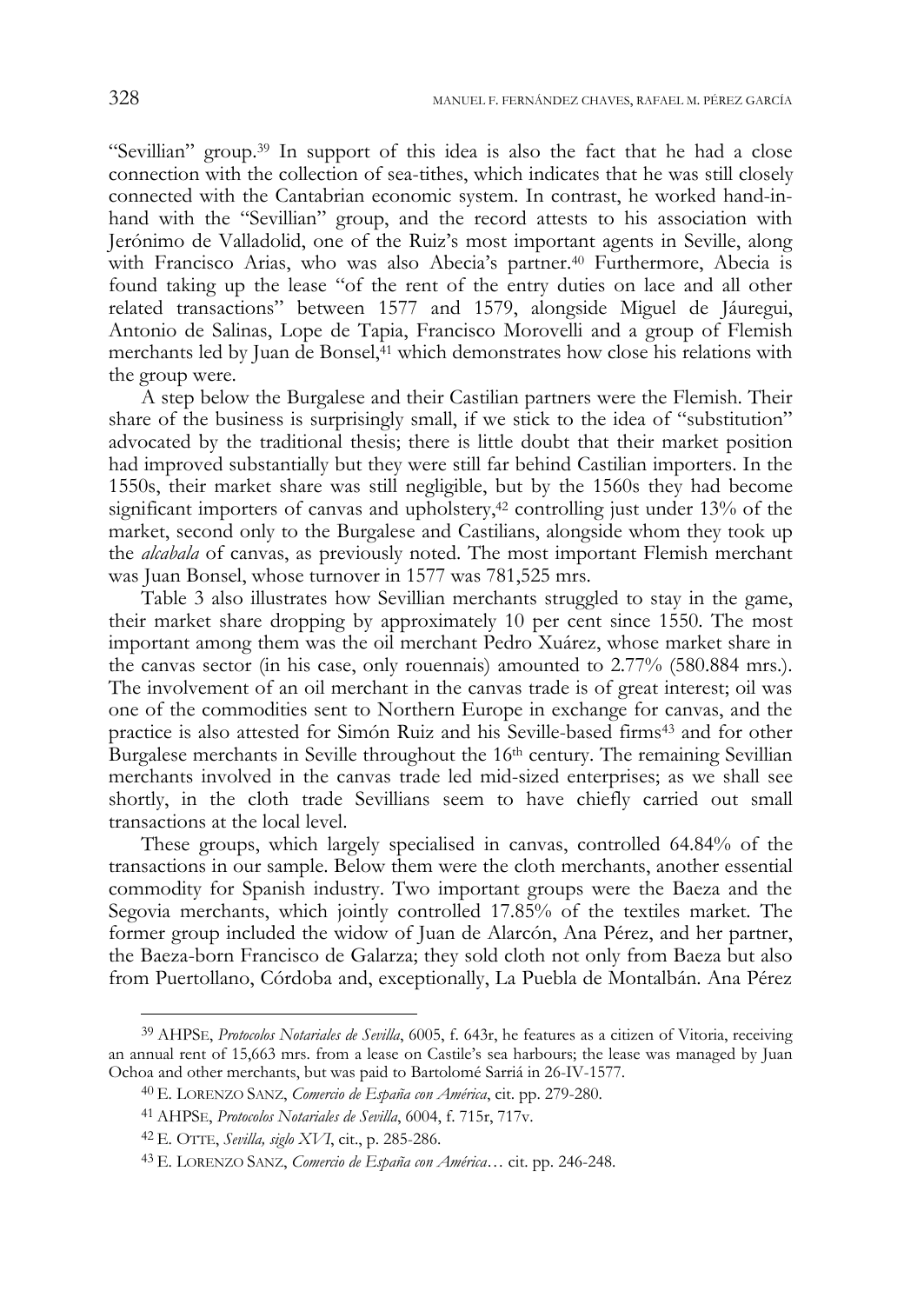"Sevillian" group.[39] In support of this idea is also the fact that he had a close connection with the collection of sea-tithes, which indicates that he was still closely connected with the Cantabrian economic system. In contrast, he worked hand-in-hand with the "Sevillian" group, and the record attests to his association with Jerónimo de Valladolid, one of the Ruiz's most important agents in Seville, along with Francisco Arias, who was also Abecia's partner.[40] Furthermore, Abecia is found taking up the lease "of the rent of the entry duties on lace and all other related transactions" between 1577 and 1579, alongside Miguel de Jáuregui, Antonio de Salinas, Lope de Tapia, Francisco Morovelli and a group of Flemish merchants led by Juan de Bonsel,[41] which demonstrates how close his relations with the group were.

A step below the Burgalese and their Castilian partners were the Flemish. Their share of the business is surprisingly small, if we stick to the idea of "substitution" advocated by the traditional thesis; there is little doubt that their market position had improved substantially but they were still far behind Castilian importers. In the 1550s, their market share was still negligible, but by the 1560s they had become significant importers of canvas and upholstery,[42] controlling just under 13% of the market, second only to the Burgalese and Castilians, alongside whom they took up the *alcabala* of canvas, as previously noted. The most important Flemish merchant was Juan Bonsel, whose turnover in 1577 was 781,525 mrs.

Table 3 also illustrates how Sevillian merchants struggled to stay in the game, their market share dropping by approximately 10 per cent since 1550. The most important among them was the oil merchant Pedro Xuárez, whose market share in the canvas sector (in his case, only rouennais) amounted to 2.77% (580.884 mrs.). The involvement of an oil merchant in the canvas trade is of great interest; oil was one of the commodities sent to Northern Europe in exchange for canvas, and the practice is also attested for Simón Ruiz and his Seville-based firms[43] and for other Burgalese merchants in Seville throughout the 16th century. The remaining Sevillian merchants involved in the canvas trade led mid-sized enterprises; as we shall see shortly, in the cloth trade Sevillians seem to have chiefly carried out small transactions at the local level.

These groups, which largely specialised in canvas, controlled 64.84% of the transactions in our sample. Below them were the cloth merchants, another essential commodity for Spanish industry. Two important groups were the Baeza and the Segovia merchants, which jointly controlled 17.85% of the textiles market. The former group included the widow of Juan de Alarcón, Ana Pérez, and her partner, the Baeza-born Francisco de Galarza; they sold cloth not only from Baeza but also from Puertollano, Córdoba and, exceptionally, La Puebla de Montalbán. Ana Pérez

---

[39] AHPSE, *Protocolos Notariales de Sevilla*, 6005, f. 643r, he features as a citizen of Vitoria, receiving an annual rent of 15,663 mrs. from a lease on Castile's sea harbours; the lease was managed by Juan Ochoa and other merchants, but was paid to Bartolomé Sarriá in 26-IV-1577.

[40] E. LORENZO SANZ, *Comercio de España con América*, cit. pp. 279-280.

[41] AHPSE, *Protocolos Notariales de Sevilla*, 6004, f. 715r, 717v.

[42] E. OTTE, *Sevilla, siglo XVI*, cit., p. 285-286.

[43] E. LORENZO SANZ, *Comercio de España con América*… cit. pp. 246-248.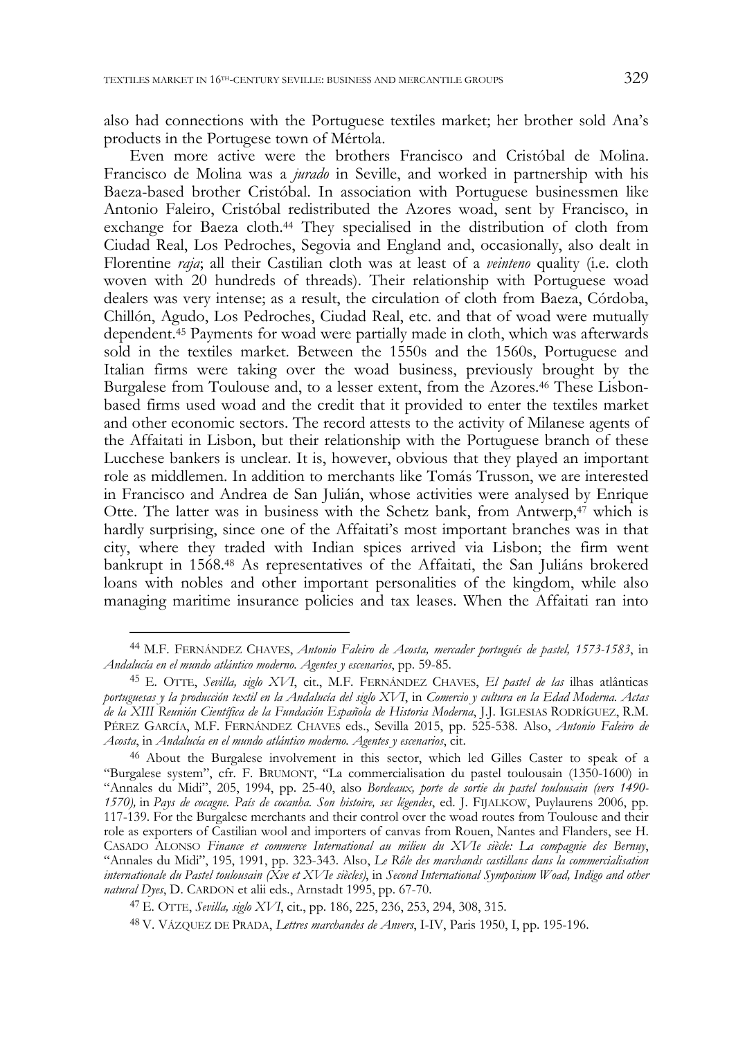also had connections with the Portuguese textiles market; her brother sold Ana's products in the Portugese town of Mértola.

Even more active were the brothers Francisco and Cristóbal de Molina. Francisco de Molina was a *jurado* in Seville, and worked in partnership with his Baeza-based brother Cristóbal. In association with Portuguese businessmen like Antonio Faleiro, Cristóbal redistributed the Azores woad, sent by Francisco, in exchange for Baeza cloth.[44] They specialised in the distribution of cloth from Ciudad Real, Los Pedroches, Segovia and England and, occasionally, also dealt in Florentine *raja*; all their Castilian cloth was at least of a *veinteno* quality (i.e. cloth woven with 20 hundreds of threads). Their relationship with Portuguese woad dealers was very intense; as a result, the circulation of cloth from Baeza, Córdoba, Chillón, Agudo, Los Pedroches, Ciudad Real, etc. and that of woad were mutually dependent.[45] Payments for woad were partially made in cloth, which was afterwards sold in the textiles market. Between the 1550s and the 1560s, Portuguese and Italian firms were taking over the woad business, previously brought by the Burgalese from Toulouse and, to a lesser extent, from the Azores.[46] These Lisbon-based firms used woad and the credit that it provided to enter the textiles market and other economic sectors. The record attests to the activity of Milanese agents of the Affaitati in Lisbon, but their relationship with the Portuguese branch of these Lucchese bankers is unclear. It is, however, obvious that they played an important role as middlemen. In addition to merchants like Tomás Trusson, we are interested in Francisco and Andrea de San Julián, whose activities were analysed by Enrique Otte. The latter was in business with the Schetz bank, from Antwerp,[47] which is hardly surprising, since one of the Affaitati's most important branches was in that city, where they traded with Indian spices arrived via Lisbon; the firm went bankrupt in 1568.[48] As representatives of the Affaitati, the San Juliáns brokered loans with nobles and other important personalities of the kingdom, while also managing maritime insurance policies and tax leases. When the Affaitati ran into

---

[44] M.F. FERNÁNDEZ CHAVES, *Antonio Faleiro de Acosta, mercader portugués de pastel, 1573-1583*, in *Andalucía en el mundo atlántico moderno. Agentes y escenarios*, pp. 59-85.

[45] E. OTTE, *Sevilla, siglo XVI*, cit., M.F. FERNÁNDEZ CHAVES, *El pastel de las* ilhas atlânticas *portuguesas y la producción textil en la Andalucía del siglo XVI*, in *Comercio y cultura en la Edad Moderna. Actas de la XIII Reunión Científica de la Fundación Española de Historia Moderna*, J.J. IGLESIAS RODRÍGUEZ, R.M. PÉREZ GARCÍA, M.F. FERNÁNDEZ CHAVES eds., Sevilla 2015, pp. 525-538. Also, *Antonio Faleiro de Acosta*, in *Andalucía en el mundo atlántico moderno. Agentes y escenarios*, cit.

[46] About the Burgalese involvement in this sector, which led Gilles Caster to speak of a "Burgalese system", cfr. F. BRUMONT, "La commercialisation du pastel toulousain (1350-1600) in "Annales du Midi", 205, 1994, pp. 25-40, also *Bordeaux, porte de sortie du pastel toulousain (vers 1490-1570),* in *Pays de cocagne. País de cocanha. Son histoire, ses légendes*, ed. J. FIJALKOW, Puylaurens 2006, pp. 117-139. For the Burgalese merchants and their control over the woad routes from Toulouse and their role as exporters of Castilian wool and importers of canvas from Rouen, Nantes and Flanders, see H. CASADO ALONSO *Finance et commerce International au milieu du XVIe siècle: La compagnie des Bernuy*, "Annales du Midi", 195, 1991, pp. 323-343. Also, *Le Rôle des marchands castillans dans la commercialisation internationale du Pastel toulousain (Xve et XVIe siècles)*, in *Second International Symposium Woad, Indigo and other natural Dyes*, D. CARDON et alii eds., Arnstadt 1995, pp. 67-70.

[47] E. OTTE, *Sevilla, siglo XVI*, cit., pp. 186, 225, 236, 253, 294, 308, 315.

[48] V. VÁZQUEZ DE PRADA, *Lettres marchandes de Anvers*, I-IV, Paris 1950, I, pp. 195-196.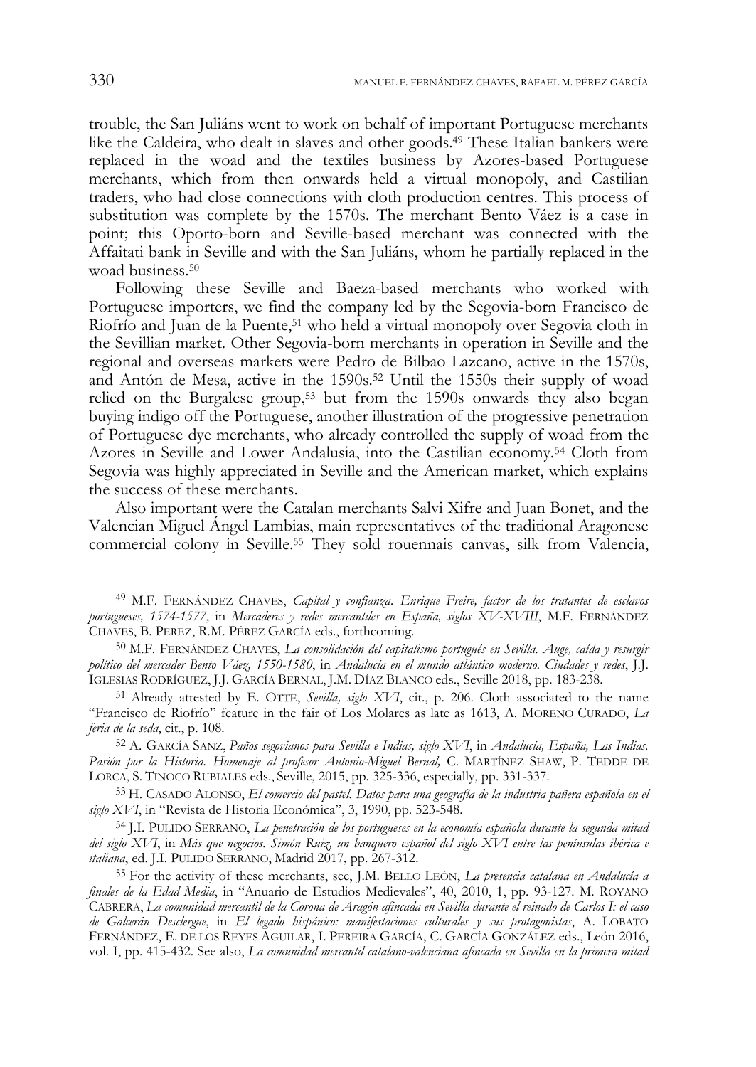trouble, the San Juliáns went to work on behalf of important Portuguese merchants like the Caldeira, who dealt in slaves and other goods.[49] These Italian bankers were replaced in the woad and the textiles business by Azores-based Portuguese merchants, which from then onwards held a virtual monopoly, and Castilian traders, who had close connections with cloth production centres. This process of substitution was complete by the 1570s. The merchant Bento Váez is a case in point; this Oporto-born and Seville-based merchant was connected with the Affaitati bank in Seville and with the San Juliáns, whom he partially replaced in the woad business.[50]

Following these Seville and Baeza-based merchants who worked with Portuguese importers, we find the company led by the Segovia-born Francisco de Riofrío and Juan de la Puente,[51] who held a virtual monopoly over Segovia cloth in the Sevillian market. Other Segovia-born merchants in operation in Seville and the regional and overseas markets were Pedro de Bilbao Lazcano, active in the 1570s, and Antón de Mesa, active in the 1590s.[52] Until the 1550s their supply of woad relied on the Burgalese group,[53] but from the 1590s onwards they also began buying indigo off the Portuguese, another illustration of the progressive penetration of Portuguese dye merchants, who already controlled the supply of woad from the Azores in Seville and Lower Andalusia, into the Castilian economy.[54] Cloth from Segovia was highly appreciated in Seville and the American market, which explains the success of these merchants.

Also important were the Catalan merchants Salvi Xifre and Juan Bonet, and the Valencian Miguel Ángel Lambias, main representatives of the traditional Aragonese commercial colony in Seville.[55] They sold rouennais canvas, silk from Valencia,

---

[49] M.F. Fernández Chaves, *Capital y confianza. Enrique Freire, factor de los tratantes de esclavos portugueses, 1574-1577*, in *Mercaderes y redes mercantiles en España, siglos XV-XVIII*, M.F. Fernández Chaves, B. Perez, R.M. Pérez García eds., forthcoming.

[50] M.F. Fernández Chaves, *La consolidación del capitalismo portugués en Sevilla. Auge, caída y resurgir político del mercader Bento Váez, 1550-1580*, in *Andalucía en el mundo atlántico moderno. Ciudades y redes*, J.J. Iglesias Rodríguez, J.J. García Bernal, J.M. Díaz Blanco eds., Seville 2018, pp. 183-238.

[51] Already attested by E. Otte, *Sevilla, siglo XVI*, cit., p. 206. Cloth associated to the name "Francisco de Riofrío" feature in the fair of Los Molares as late as 1613, A. Moreno Curado, *La feria de la seda*, cit., p. 108.

[52] A. García Sanz, *Paños segovianos para Sevilla e Indias, siglo XVI*, in *Andalucía, España, Las Indias. Pasión por la Historia. Homenaje al profesor Antonio-Miguel Bernal,* C. Martínez Shaw, P. Tedde de Lorca, S. Tinoco Rubiales eds., Seville, 2015, pp. 325-336, especially, pp. 331-337.

[53] H. Casado Alonso, *El comercio del pastel. Datos para una geografía de la industria pañera española en el siglo XVI*, in "Revista de Historia Económica", 3, 1990, pp. 523-548.

[54] J.I. Pulido Serrano, *La penetración de los portugueses en la economía española durante la segunda mitad del siglo XVI*, in *Más que negocios. Simón Ruiz, un banquero español del siglo XVI entre las penínsulas ibérica e italiana*, ed. J.I. Pulido Serrano, Madrid 2017, pp. 267-312.

[55] For the activity of these merchants, see, J.M. Bello León, *La presencia catalana en Andalucía a finales de la Edad Media*, in "Anuario de Estudios Medievales", 40, 2010, 1, pp. 93-127. M. Royano Cabrera, *La comunidad mercantil de la Corona de Aragón afincada en Sevilla durante el reinado de Carlos I: el caso de Galcerán Desclergue*, in *El legado hispánico: manifestaciones culturales y sus protagonistas*, A. Lobato Fernández, E. de los Reyes Aguilar, I. Pereira García, C. García González eds., León 2016, vol. I, pp. 415-432. See also, *La comunidad mercantil catalano-valenciana afincada en Sevilla en la primera mitad*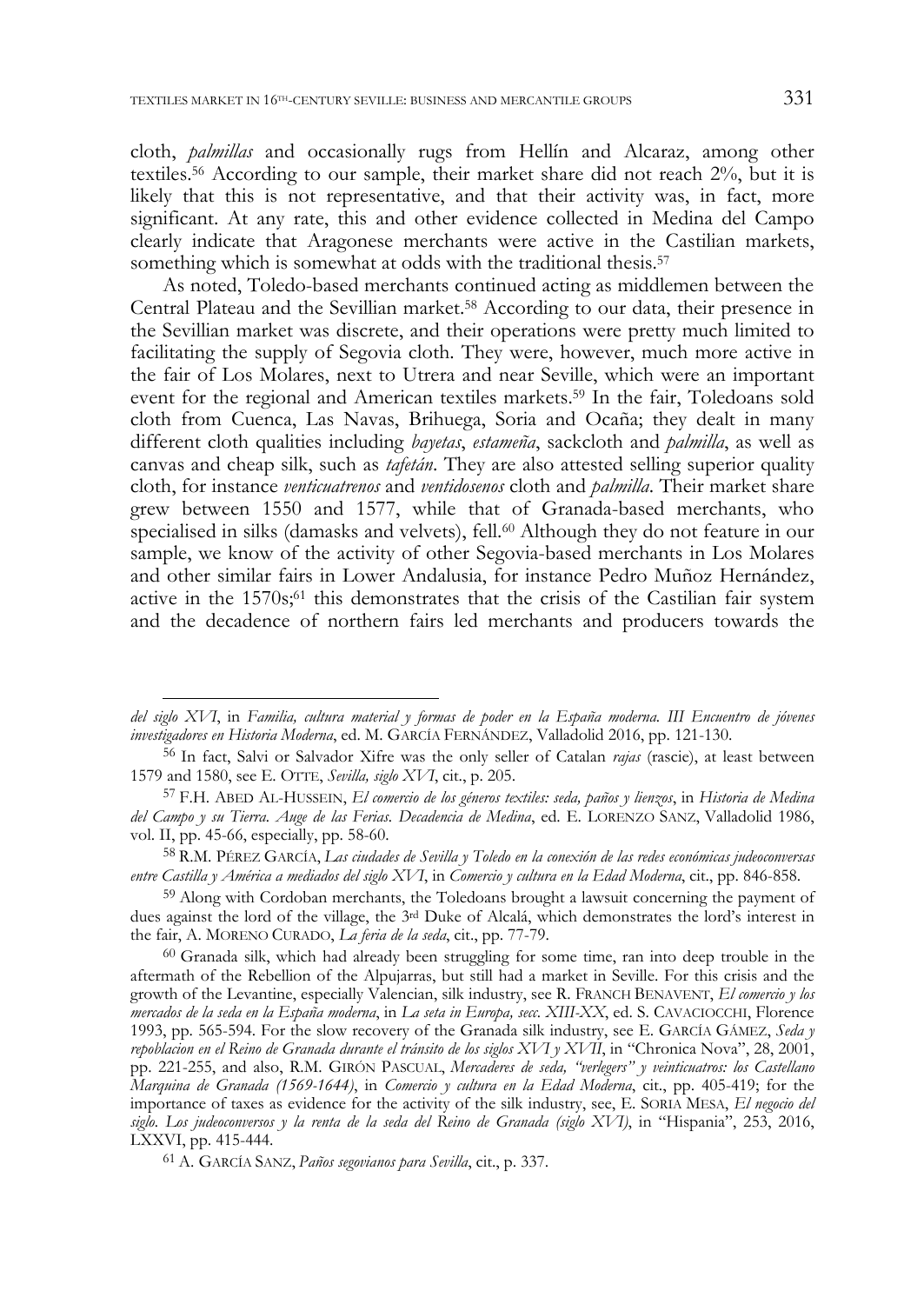cloth, *palmillas* and occasionally rugs from Hellín and Alcaraz, among other textiles.[56] According to our sample, their market share did not reach 2%, but it is likely that this is not representative, and that their activity was, in fact, more significant. At any rate, this and other evidence collected in Medina del Campo clearly indicate that Aragonese merchants were active in the Castilian markets, something which is somewhat at odds with the traditional thesis.[57]

As noted, Toledo-based merchants continued acting as middlemen between the Central Plateau and the Sevillian market.[58] According to our data, their presence in the Sevillian market was discrete, and their operations were pretty much limited to facilitating the supply of Segovia cloth. They were, however, much more active in the fair of Los Molares, next to Utrera and near Seville, which were an important event for the regional and American textiles markets.[59] In the fair, Toledoans sold cloth from Cuenca, Las Navas, Brihuega, Soria and Ocaña; they dealt in many different cloth qualities including *bayetas*, *estameña*, sackcloth and *palmilla*, as well as canvas and cheap silk, such as *tafetán*. They are also attested selling superior quality cloth, for instance *venticuatrenos* and *ventidosenos* cloth and *palmilla*. Their market share grew between 1550 and 1577, while that of Granada-based merchants, who specialised in silks (damasks and velvets), fell.[60] Although they do not feature in our sample, we know of the activity of other Segovia-based merchants in Los Molares and other similar fairs in Lower Andalusia, for instance Pedro Muñoz Hernández, active in the 1570s;[61] this demonstrates that the crisis of the Castilian fair system and the decadence of northern fairs led merchants and producers towards the

---

*del siglo XVI*, in *Familia, cultura material y formas de poder en la España moderna. III Encuentro de jóvenes investigadores en Historia Moderna*, ed. M. García Fernández, Valladolid 2016, pp. 121-130.

[56] In fact, Salvi or Salvador Xifre was the only seller of Catalan *rajas* (rascie), at least between 1579 and 1580, see E. Otte, *Sevilla, siglo XVI*, cit., p. 205.

[57] F.H. Abed Al-Hussein, *El comercio de los géneros textiles: seda, paños y lienzos*, in *Historia de Medina del Campo y su Tierra. Auge de las Ferias. Decadencia de Medina*, ed. E. Lorenzo Sanz, Valladolid 1986, vol. II, pp. 45-66, especially, pp. 58-60.

[58] R.M. Pérez García, *Las ciudades de Sevilla y Toledo en la conexión de las redes económicas judeoconversas entre Castilla y América a mediados del siglo XVI*, in *Comercio y cultura en la Edad Moderna*, cit., pp. 846-858.

[59] Along with Cordoban merchants, the Toledoans brought a lawsuit concerning the payment of dues against the lord of the village, the 3rd Duke of Alcalá, which demonstrates the lord's interest in the fair, A. Moreno Curado, *La feria de la seda*, cit., pp. 77-79.

[60] Granada silk, which had already been struggling for some time, ran into deep trouble in the aftermath of the Rebellion of the Alpujarras, but still had a market in Seville. For this crisis and the growth of the Levantine, especially Valencian, silk industry, see R. Franch Benavent, *El comercio y los mercados de la seda en la España moderna*, in *La seta in Europa, secc. XIII-XX*, ed. S. Cavaciocchi, Florence 1993, pp. 565-594. For the slow recovery of the Granada silk industry, see E. García Gámez, *Seda y repoblacion en el Reino de Granada durante el tránsito de los siglos XVI y XVII*, in "Chronica Nova", 28, 2001, pp. 221-255, and also, R.M. Girón Pascual, *Mercaderes de seda, "verlegers" y veinticuatros: los Castellano Marquina de Granada (1569-1644)*, in *Comercio y cultura en la Edad Moderna*, cit., pp. 405-419; for the importance of taxes as evidence for the activity of the silk industry, see, E. Soria Mesa, *El negocio del siglo. Los judeoconversos y la renta de la seda del Reino de Granada (siglo XVI)*, in "Hispania", 253, 2016, LXXVI, pp. 415-444.

[61] A. García Sanz, *Paños segovianos para Sevilla*, cit., p. 337.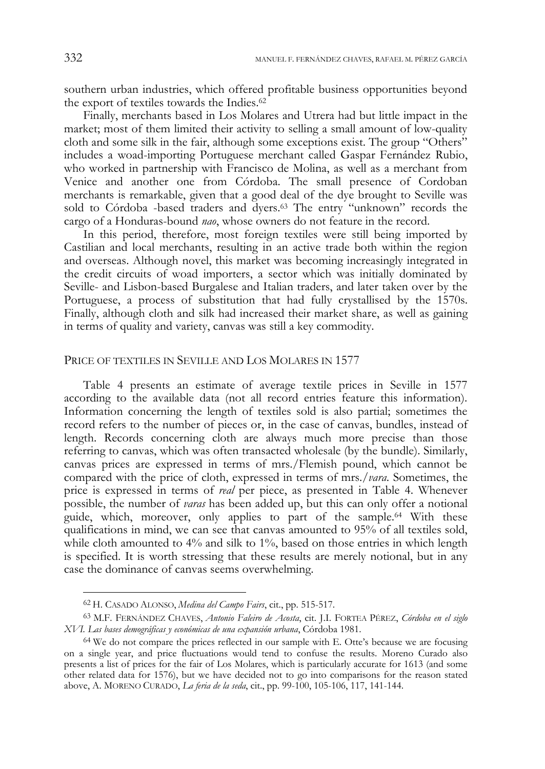southern urban industries, which offered profitable business opportunities beyond the export of textiles towards the Indies.[62]

Finally, merchants based in Los Molares and Utrera had but little impact in the market; most of them limited their activity to selling a small amount of low-quality cloth and some silk in the fair, although some exceptions exist. The group "Others" includes a woad-importing Portuguese merchant called Gaspar Fernández Rubio, who worked in partnership with Francisco de Molina, as well as a merchant from Venice and another one from Córdoba. The small presence of Cordoban merchants is remarkable, given that a good deal of the dye brought to Seville was sold to Córdoba -based traders and dyers.[63] The entry "unknown" records the cargo of a Honduras-bound *nao*, whose owners do not feature in the record.

In this period, therefore, most foreign textiles were still being imported by Castilian and local merchants, resulting in an active trade both within the region and overseas. Although novel, this market was becoming increasingly integrated in the credit circuits of woad importers, a sector which was initially dominated by Seville- and Lisbon-based Burgalese and Italian traders, and later taken over by the Portuguese, a process of substitution that had fully crystallised by the 1570s. Finally, although cloth and silk had increased their market share, as well as gaining in terms of quality and variety, canvas was still a key commodity.

## PRICE OF TEXTILES IN SEVILLE AND LOS MOLARES IN 1577

Table 4 presents an estimate of average textile prices in Seville in 1577 according to the available data (not all record entries feature this information). Information concerning the length of textiles sold is also partial; sometimes the record refers to the number of pieces or, in the case of canvas, bundles, instead of length. Records concerning cloth are always much more precise than those referring to canvas, which was often transacted wholesale (by the bundle). Similarly, canvas prices are expressed in terms of mrs./Flemish pound, which cannot be compared with the price of cloth, expressed in terms of mrs./*vara*. Sometimes, the price is expressed in terms of *real* per piece, as presented in Table 4. Whenever possible, the number of *varas* has been added up, but this can only offer a notional guide, which, moreover, only applies to part of the sample.[64] With these qualifications in mind, we can see that canvas amounted to 95% of all textiles sold, while cloth amounted to 4% and silk to 1%, based on those entries in which length is specified. It is worth stressing that these results are merely notional, but in any case the dominance of canvas seems overwhelming.

---

[62] H. CASADO ALONSO, *Medina del Campo Fairs*, cit., pp. 515-517.

[63] M.F. FERNÁNDEZ CHAVES, *Antonio Faleiro de Acosta*, cit. J.I. FORTEA PÉREZ, *Córdoba en el siglo XVI. Las bases demográficas y económicas de una expansión urbana*, Córdoba 1981.

[64] We do not compare the prices reflected in our sample with E. Otte's because we are focusing on a single year, and price fluctuations would tend to confuse the results. Moreno Curado also presents a list of prices for the fair of Los Molares, which is particularly accurate for 1613 (and some other related data for 1576), but we have decided not to go into comparisons for the reason stated above, A. MORENO CURADO, *La feria de la seda*, cit., pp. 99-100, 105-106, 117, 141-144.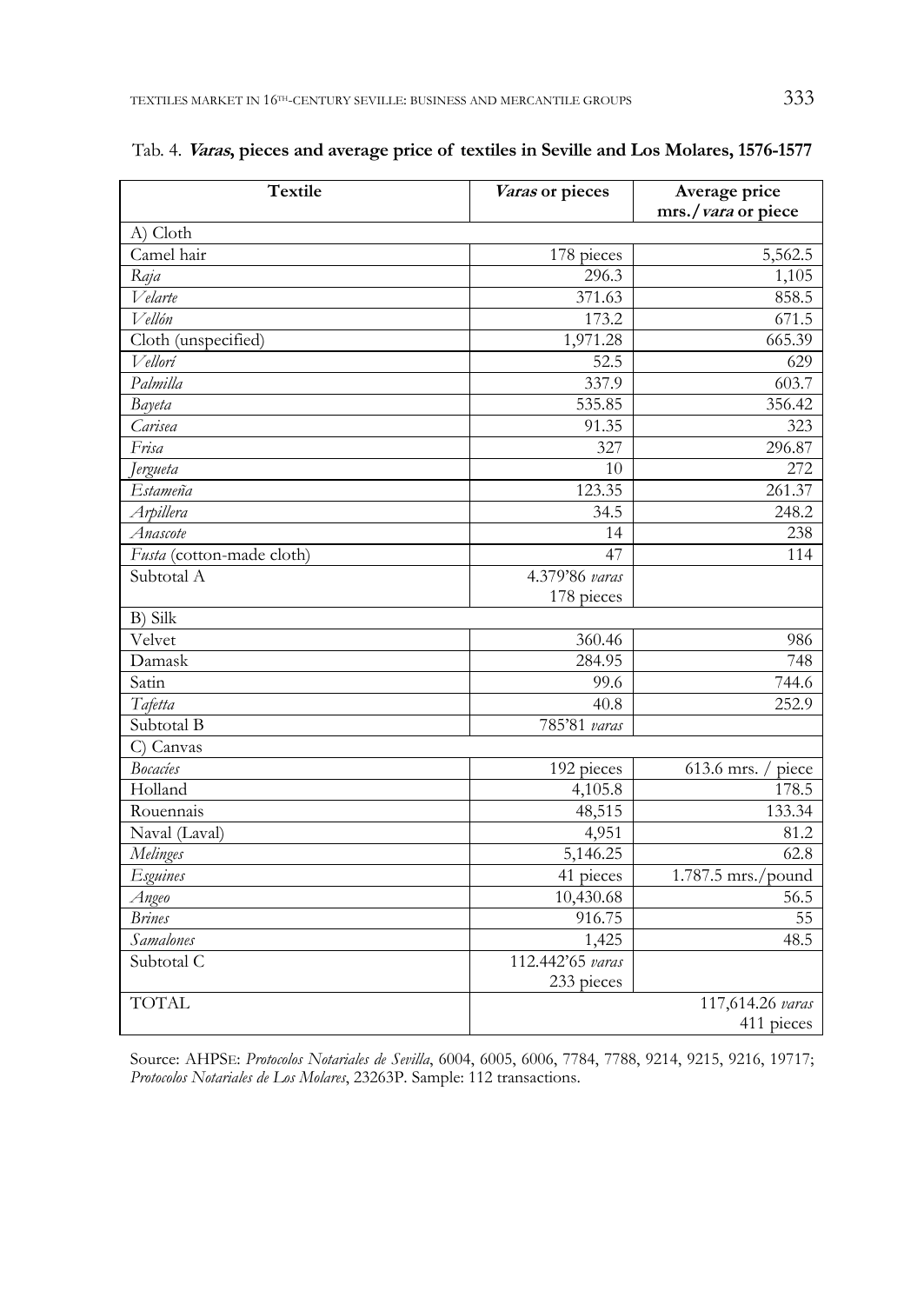Tab. 4. ***Varas*, pieces and average price of textiles in Seville and Los Molares, 1576-1577**

| Textile | *Varas* or pieces | Average price mrs./*vara* or piece |
|---|---|---|
| A) Cloth | | |
| Camel hair | 178 pieces | 5,562.5 |
| *Raja* | 296.3 | 1,105 |
| *Velarte* | 371.63 | 858.5 |
| *Vellón* | 173.2 | 671.5 |
| Cloth (unspecified) | 1,971.28 | 665.39 |
| *Vellorí* | 52.5 | 629 |
| *Palmilla* | 337.9 | 603.7 |
| *Bayeta* | 535.85 | 356.42 |
| *Carisea* | 91.35 | 323 |
| *Frisa* | 327 | 296.87 |
| *Jergueta* | 10 | 272 |
| *Estameña* | 123.35 | 261.37 |
| *Arpillera* | 34.5 | 248.2 |
| *Anascote* | 14 | 238 |
| *Fusta* (cotton-made cloth) | 47 | 114 |
| Subtotal A | 4.379'86 *varas* 178 pieces | |
| B) Silk | | |
| Velvet | 360.46 | 986 |
| Damask | 284.95 | 748 |
| Satin | 99.6 | 744.6 |
| *Tafetta* | 40.8 | 252.9 |
| Subtotal B | 785'81 *varas* | |
| C) Canvas | | |
| *Bocacíes* | 192 pieces | 613.6 mrs. / piece |
| Holland | 4,105.8 | 178.5 |
| Rouennais | 48,515 | 133.34 |
| Naval (Laval) | 4,951 | 81.2 |
| *Melinges* | 5,146.25 | 62.8 |
| *Esguines* | 41 pieces | 1.787.5 mrs./pound |
| *Angeo* | 10,430.68 | 56.5 |
| *Brines* | 916.75 | 55 |
| *Samalones* | 1,425 | 48.5 |
| Subtotal C | 112.442'65 *varas* 233 pieces | |
| TOTAL | 117,614.26 *varas* 411 pieces | |

Source: AHPSE: *Protocolos Notariales de Sevilla*, 6004, 6005, 6006, 7784, 7788, 9214, 9215, 9216, 19717; *Protocolos Notariales de Los Molares*, 23263P. Sample: 112 transactions.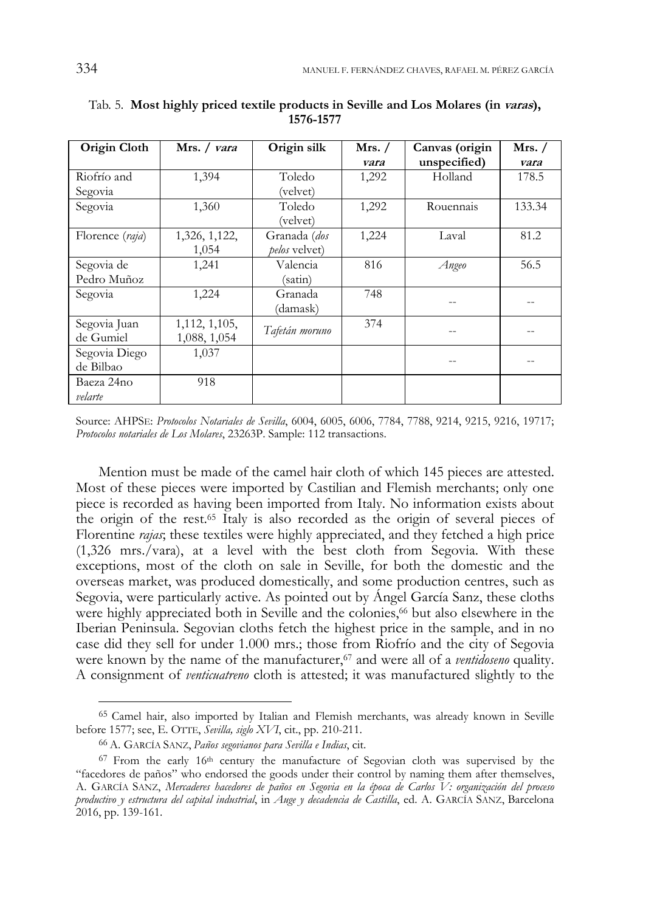Tab. 5. **Most highly priced textile products in Seville and Los Molares (in *varas*), 1576-1577**

| Origin Cloth | Mrs. / *vara* | Origin silk | Mrs. / *vara* | Canvas (origin unspecified) | Mrs. / *vara* |
|---|---|---|---|---|---|
| Riofrío and Segovia | 1,394 | Toledo (velvet) | 1,292 | Holland | 178.5 |
| Segovia | 1,360 | Toledo (velvet) | 1,292 | Rouennais | 133.34 |
| Florence (*raja*) | 1,326, 1,122, 1,054 | Granada (*dos pelos* velvet) | 1,224 | Laval | 81.2 |
| Segovia de Pedro Muñoz | 1,241 | Valencia (satin) | 816 | *Angeo* | 56.5 |
| Segovia | 1,224 | Granada (damask) | 748 | -- | -- |
| Segovia Juan de Gumiel | 1,112, 1,105, 1,088, 1,054 | *Tafetán moruno* | 374 | -- | -- |
| Segovia Diego de Bilbao | 1,037 | | | -- | -- |
| Baeza 24no *velarte* | 918 | | | | |

Source: AHPSE: *Protocolos Notariales de Sevilla*, 6004, 6005, 6006, 7784, 7788, 9214, 9215, 9216, 19717; *Protocolos notariales de Los Molares*, 23263P. Sample: 112 transactions.

Mention must be made of the camel hair cloth of which 145 pieces are attested. Most of these pieces were imported by Castilian and Flemish merchants; only one piece is recorded as having been imported from Italy. No information exists about the origin of the rest.[65] Italy is also recorded as the origin of several pieces of Florentine *rajas*; these textiles were highly appreciated, and they fetched a high price (1,326 mrs./vara), at a level with the best cloth from Segovia. With these exceptions, most of the cloth on sale in Seville, for both the domestic and the overseas market, was produced domestically, and some production centres, such as Segovia, were particularly active. As pointed out by Ángel García Sanz, these cloths were highly appreciated both in Seville and the colonies,[66] but also elsewhere in the Iberian Peninsula. Segovian cloths fetch the highest price in the sample, and in no case did they sell for under 1.000 mrs.; those from Riofrío and the city of Segovia were known by the name of the manufacturer,[67] and were all of a *ventidoseno* quality. A consignment of *venticuatreno* cloth is attested; it was manufactured slightly to the

---

[65] Camel hair, also imported by Italian and Flemish merchants, was already known in Seville before 1577; see, E. OTTE, *Sevilla, siglo XVI*, cit., pp. 210-211.

[66] A. GARCÍA SANZ, *Paños segovianos para Sevilla e Indias*, cit.

[67] From the early 16th century the manufacture of Segovian cloth was supervised by the "facedores de paños" who endorsed the goods under their control by naming them after themselves, A. GARCÍA SANZ, *Mercaderes hacedores de paños en Segovia en la época de Carlos V: organización del proceso productivo y estructura del capital industrial*, in *Auge y decadencia de Castilla*, ed. A. GARCÍA SANZ, Barcelona 2016, pp. 139-161.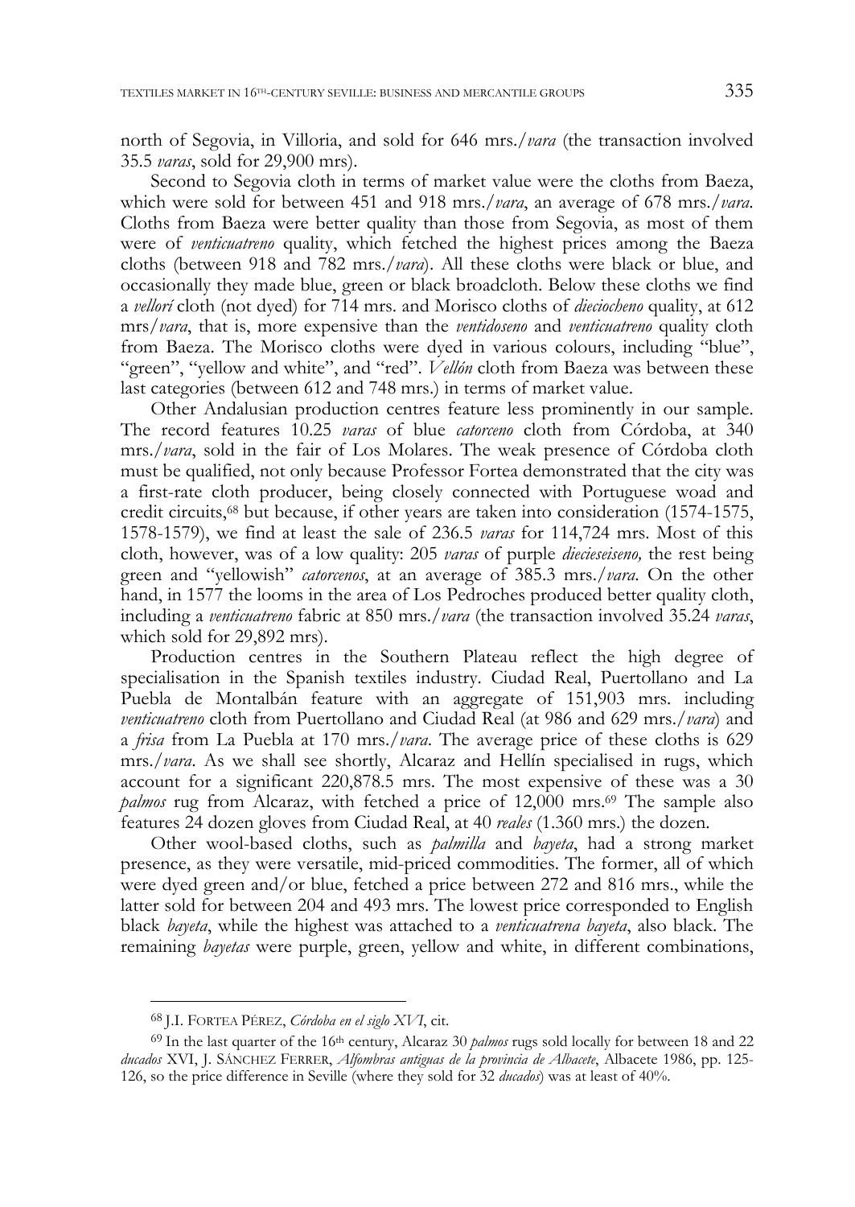north of Segovia, in Villoria, and sold for 646 mrs./*vara* (the transaction involved 35.5 *varas*, sold for 29,900 mrs).

Second to Segovia cloth in terms of market value were the cloths from Baeza, which were sold for between 451 and 918 mrs./*vara*, an average of 678 mrs./*vara*. Cloths from Baeza were better quality than those from Segovia, as most of them were of *venticuatreno* quality, which fetched the highest prices among the Baeza cloths (between 918 and 782 mrs./*vara*). All these cloths were black or blue, and occasionally they made blue, green or black broadcloth. Below these cloths we find a *vellorí* cloth (not dyed) for 714 mrs. and Morisco cloths of *dieciocheno* quality, at 612 mrs/*vara*, that is, more expensive than the *ventidoseno* and *venticuatreno* quality cloth from Baeza. The Morisco cloths were dyed in various colours, including "blue", "green", "yellow and white", and "red". *Vellón* cloth from Baeza was between these last categories (between 612 and 748 mrs.) in terms of market value.

Other Andalusian production centres feature less prominently in our sample. The record features 10.25 *varas* of blue *catorceno* cloth from Córdoba, at 340 mrs./*vara*, sold in the fair of Los Molares. The weak presence of Córdoba cloth must be qualified, not only because Professor Fortea demonstrated that the city was a first-rate cloth producer, being closely connected with Portuguese woad and credit circuits,[68] but because, if other years are taken into consideration (1574-1575, 1578-1579), we find at least the sale of 236.5 *varas* for 114,724 mrs. Most of this cloth, however, was of a low quality: 205 *varas* of purple *diecieseiseno,* the rest being green and "yellowish" *catorcenos*, at an average of 385.3 mrs./*vara*. On the other hand, in 1577 the looms in the area of Los Pedroches produced better quality cloth, including a *venticuatreno* fabric at 850 mrs./*vara* (the transaction involved 35.24 *varas*, which sold for 29,892 mrs).

Production centres in the Southern Plateau reflect the high degree of specialisation in the Spanish textiles industry. Ciudad Real, Puertollano and La Puebla de Montalbán feature with an aggregate of 151,903 mrs. including *venticuatreno* cloth from Puertollano and Ciudad Real (at 986 and 629 mrs./*vara*) and a *frisa* from La Puebla at 170 mrs./*vara*. The average price of these cloths is 629 mrs./*vara*. As we shall see shortly, Alcaraz and Hellín specialised in rugs, which account for a significant 220,878.5 mrs. The most expensive of these was a 30 *palmos* rug from Alcaraz, with fetched a price of 12,000 mrs.[69] The sample also features 24 dozen gloves from Ciudad Real, at 40 *reales* (1.360 mrs.) the dozen.

Other wool-based cloths, such as *palmilla* and *bayeta*, had a strong market presence, as they were versatile, mid-priced commodities. The former, all of which were dyed green and/or blue, fetched a price between 272 and 816 mrs., while the latter sold for between 204 and 493 mrs. The lowest price corresponded to English black *bayeta*, while the highest was attached to a *venticuatrena bayeta*, also black. The remaining *bayetas* were purple, green, yellow and white, in different combinations,

---

[68] J.I. FORTEA PÉREZ, *Córdoba en el siglo XVI*, cit.

[69] In the last quarter of the 16th century, Alcaraz 30 *palmos* rugs sold locally for between 18 and 22 *ducados* XVI, J. SÁNCHEZ FERRER, *Alfombras antiguas de la provincia de Albacete*, Albacete 1986, pp. 125-126, so the price difference in Seville (where they sold for 32 *ducados*) was at least of 40%.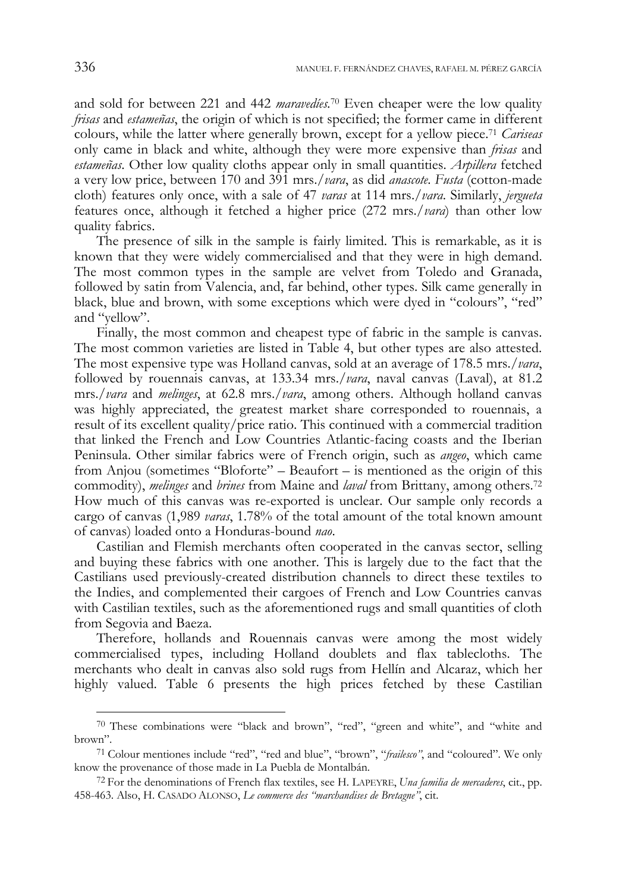and sold for between 221 and 442 *maravedíes*.[70] Even cheaper were the low quality *frisas* and *estameñas*, the origin of which is not specified; the former came in different colours, while the latter where generally brown, except for a yellow piece.[71] *Cariseas* only came in black and white, although they were more expensive than *frisas* and *estameñas*. Other low quality cloths appear only in small quantities. *Arpillera* fetched a very low price, between 170 and 391 mrs./*vara*, as did *anascote*. *Fusta* (cotton-made cloth) features only once, with a sale of 47 *varas* at 114 mrs./*vara*. Similarly, *jergueta* features once, although it fetched a higher price (272 mrs./*vara*) than other low quality fabrics.

The presence of silk in the sample is fairly limited. This is remarkable, as it is known that they were widely commercialised and that they were in high demand. The most common types in the sample are velvet from Toledo and Granada, followed by satin from Valencia, and, far behind, other types. Silk came generally in black, blue and brown, with some exceptions which were dyed in "colours", "red" and "yellow".

Finally, the most common and cheapest type of fabric in the sample is canvas. The most common varieties are listed in Table 4, but other types are also attested. The most expensive type was Holland canvas, sold at an average of 178.5 mrs./*vara*, followed by rouennais canvas, at 133.34 mrs./*vara*, naval canvas (Laval), at 81.2 mrs./*vara* and *melinges*, at 62.8 mrs./*vara*, among others. Although holland canvas was highly appreciated, the greatest market share corresponded to rouennais, a result of its excellent quality/price ratio. This continued with a commercial tradition that linked the French and Low Countries Atlantic-facing coasts and the Iberian Peninsula. Other similar fabrics were of French origin, such as *angeo*, which came from Anjou (sometimes "Bloforte" – Beaufort – is mentioned as the origin of this commodity), *melinges* and *brines* from Maine and *laval* from Brittany, among others.[72] How much of this canvas was re-exported is unclear. Our sample only records a cargo of canvas (1,989 *varas*, 1.78% of the total amount of the total known amount of canvas) loaded onto a Honduras-bound *nao*.

Castilian and Flemish merchants often cooperated in the canvas sector, selling and buying these fabrics with one another. This is largely due to the fact that the Castilians used previously-created distribution channels to direct these textiles to the Indies, and complemented their cargoes of French and Low Countries canvas with Castilian textiles, such as the aforementioned rugs and small quantities of cloth from Segovia and Baeza.

Therefore, hollands and Rouennais canvas were among the most widely commercialised types, including Holland doublets and flax tablecloths. The merchants who dealt in canvas also sold rugs from Hellín and Alcaraz, which her highly valued. Table 6 presents the high prices fetched by these Castilian

---

[70] These combinations were "black and brown", "red", "green and white", and "white and brown".

[71] Colour mentiones include "red", "red and blue", "brown", "*frailesco*", and "coloured". We only know the provenance of those made in La Puebla de Montalbán.

[72] For the denominations of French flax textiles, see H. LAPEYRE, *Una familia de mercaderes*, cit., pp. 458-463. Also, H. CASADO ALONSO, *Le commerce des "marchandises de Bretagne"*, cit.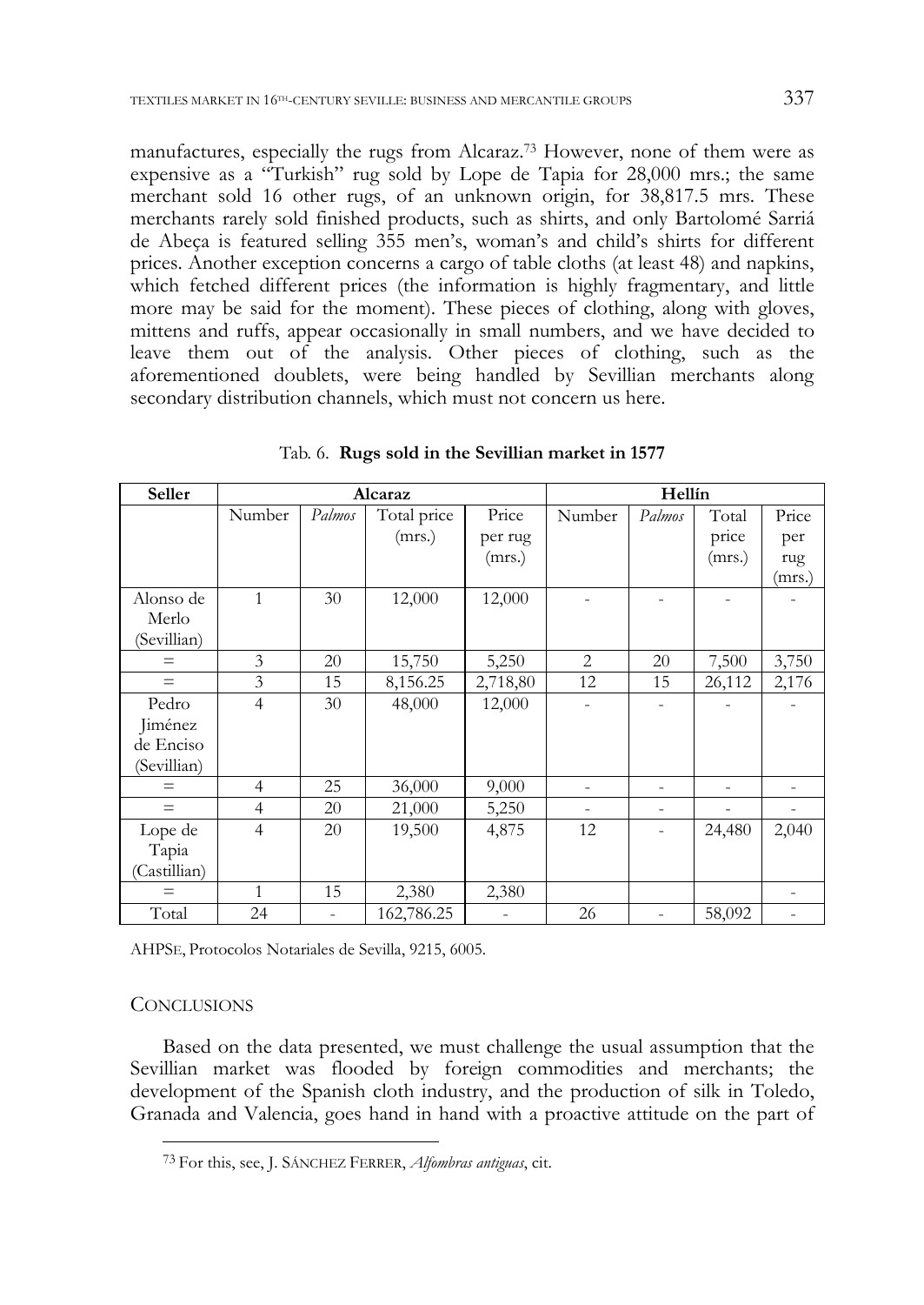manufactures, especially the rugs from Alcaraz.[73] However, none of them were as expensive as a "Turkish" rug sold by Lope de Tapia for 28,000 mrs.; the same merchant sold 16 other rugs, of an unknown origin, for 38,817.5 mrs. These merchants rarely sold finished products, such as shirts, and only Bartolomé Sarriá de Abeça is featured selling 355 men's, woman's and child's shirts for different prices. Another exception concerns a cargo of table cloths (at least 48) and napkins, which fetched different prices (the information is highly fragmentary, and little more may be said for the moment). These pieces of clothing, along with gloves, mittens and ruffs, appear occasionally in small numbers, and we have decided to leave them out of the analysis. Other pieces of clothing, such as the aforementioned doublets, were being handled by Sevillian merchants along secondary distribution channels, which must not concern us here.

Tab. 6. **Rugs sold in the Sevillian market in 1577**

| Seller | Alcaraz | | | | Hellín | | | |
|---|---|---|---|---|---|---|---|---|
| | Number | *Palmos* | Total price (mrs.) | Price per rug (mrs.) | Number | *Palmos* | Total price (mrs.) | Price per rug (mrs.) |
| Alonso de Merlo (Sevillian) | 1 | 30 | 12,000 | 12,000 | - | - | - | - |
| = | 3 | 20 | 15,750 | 5,250 | 2 | 20 | 7,500 | 3,750 |
| = | 3 | 15 | 8,156.25 | 2,718,80 | 12 | 15 | 26,112 | 2,176 |
| Pedro Jiménez de Enciso (Sevillian) | 4 | 30 | 48,000 | 12,000 | - | - | - | - |
| = | 4 | 25 | 36,000 | 9,000 | - | - | - | - |
| = | 4 | 20 | 21,000 | 5,250 | - | - | - | - |
| Lope de Tapia (Castillian) | 4 | 20 | 19,500 | 4,875 | 12 | - | 24,480 | 2,040 |
| = | 1 | 15 | 2,380 | 2,380 | | | | - |
| Total | 24 | - | 162,786.25 | - | 26 | - | 58,092 | - |

AHPSE, Protocolos Notariales de Sevilla, 9215, 6005.

## CONCLUSIONS

Based on the data presented, we must challenge the usual assumption that the Sevillian market was flooded by foreign commodities and merchants; the development of the Spanish cloth industry, and the production of silk in Toledo, Granada and Valencia, goes hand in hand with a proactive attitude on the part of

[73] For this, see, J. SÁNCHEZ FERRER, *Alfombras antiguas*, cit.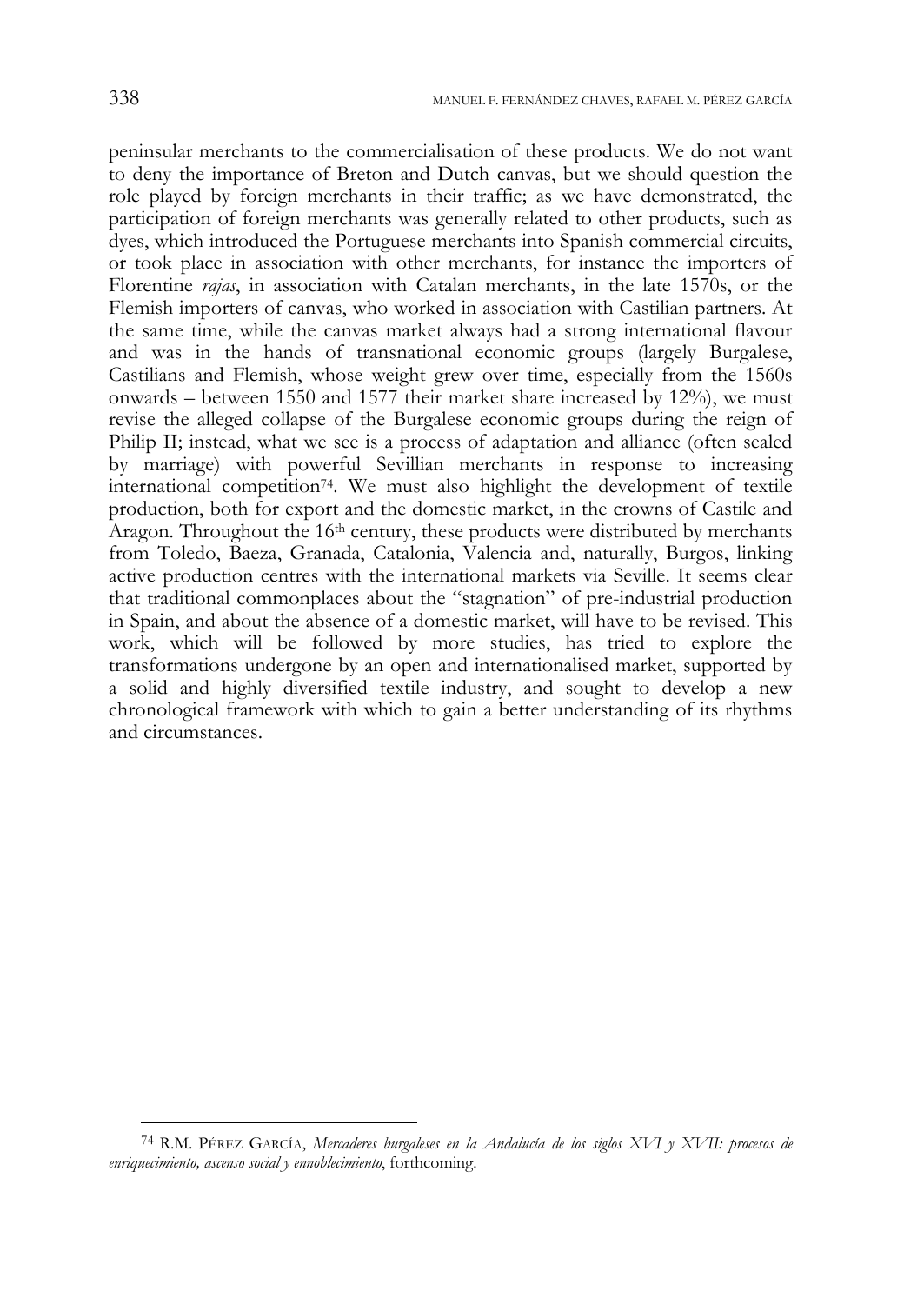peninsular merchants to the commercialisation of these products. We do not want to deny the importance of Breton and Dutch canvas, but we should question the role played by foreign merchants in their traffic; as we have demonstrated, the participation of foreign merchants was generally related to other products, such as dyes, which introduced the Portuguese merchants into Spanish commercial circuits, or took place in association with other merchants, for instance the importers of Florentine *rajas*, in association with Catalan merchants, in the late 1570s, or the Flemish importers of canvas, who worked in association with Castilian partners. At the same time, while the canvas market always had a strong international flavour and was in the hands of transnational economic groups (largely Burgalese, Castilians and Flemish, whose weight grew over time, especially from the 1560s onwards – between 1550 and 1577 their market share increased by 12%), we must revise the alleged collapse of the Burgalese economic groups during the reign of Philip II; instead, what we see is a process of adaptation and alliance (often sealed by marriage) with powerful Sevillian merchants in response to increasing international competition[74]. We must also highlight the development of textile production, both for export and the domestic market, in the crowns of Castile and Aragon. Throughout the 16th century, these products were distributed by merchants from Toledo, Baeza, Granada, Catalonia, Valencia and, naturally, Burgos, linking active production centres with the international markets via Seville. It seems clear that traditional commonplaces about the "stagnation" of pre-industrial production in Spain, and about the absence of a domestic market, will have to be revised. This work, which will be followed by more studies, has tried to explore the transformations undergone by an open and internationalised market, supported by a solid and highly diversified textile industry, and sought to develop a new chronological framework with which to gain a better understanding of its rhythms and circumstances.

---

[74] R.M. PÉREZ GARCÍA, *Mercaderes burgaleses en la Andalucía de los siglos XVI y XVII: procesos de enriquecimiento, ascenso social y ennoblecimiento*, forthcoming.